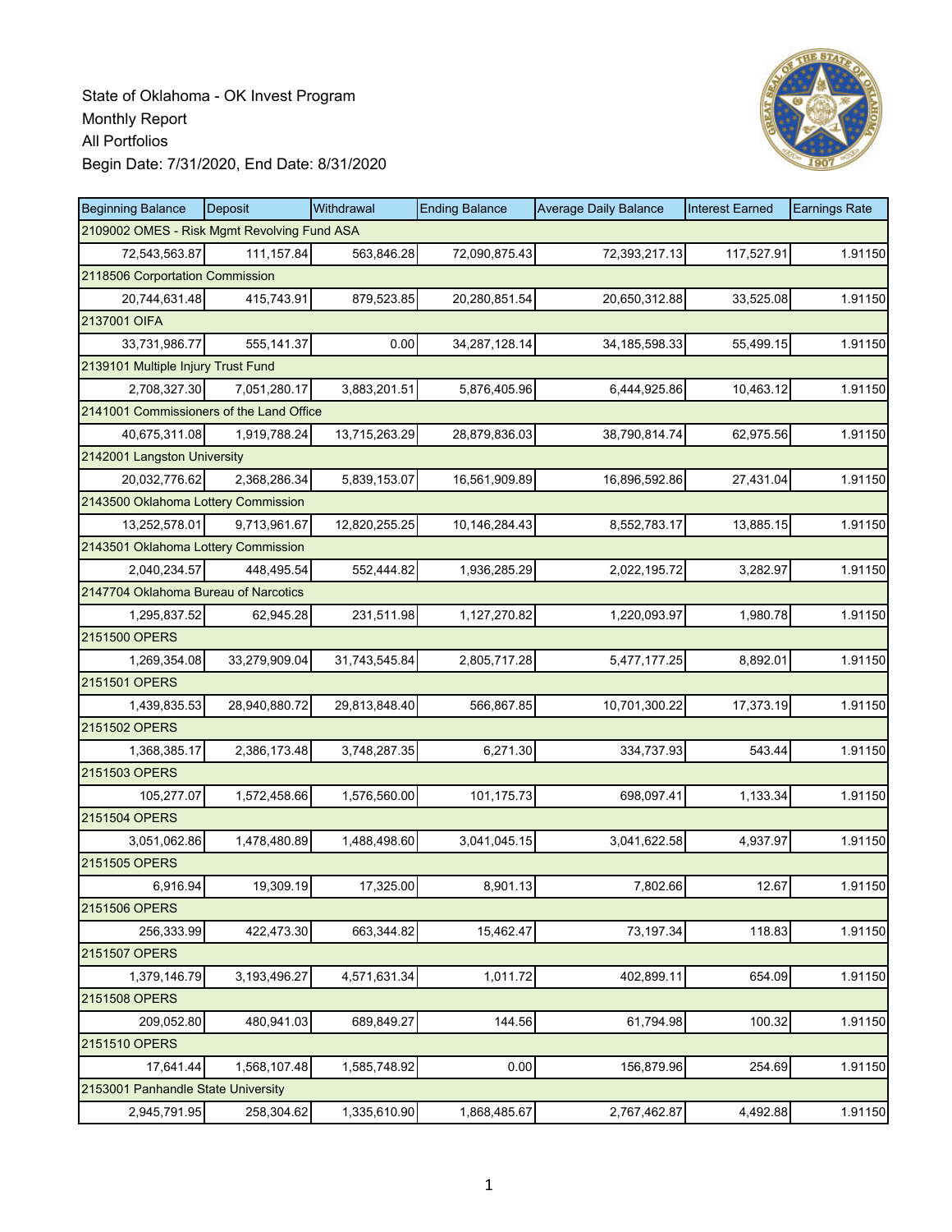State of Oklahoma - OK Invest Program
Monthly Report
All Portfolios
Begin Date: 7/31/2020, End Date: 8/31/2020

| Beginning Balance | Deposit | Withdrawal | Ending Balance | Average Daily Balance | Interest Earned | Earnings Rate |
|---|---|---|---|---|---|---|
| 2109002 OMES - Risk Mgmt Revolving Fund ASA | | | | | | |
| 72,543,563.87 | 111,157.84 | 563,846.28 | 72,090,875.43 | 72,393,217.13 | 117,527.91 | 1.91150 |
| 2118506 Corportation Commission | | | | | | |
| 20,744,631.48 | 415,743.91 | 879,523.85 | 20,280,851.54 | 20,650,312.88 | 33,525.08 | 1.91150 |
| 2137001 OIFA | | | | | | |
| 33,731,986.77 | 555,141.37 | 0.00 | 34,287,128.14 | 34,185,598.33 | 55,499.15 | 1.91150 |
| 2139101 Multiple Injury Trust Fund | | | | | | |
| 2,708,327.30 | 7,051,280.17 | 3,883,201.51 | 5,876,405.96 | 6,444,925.86 | 10,463.12 | 1.91150 |
| 2141001 Commissioners of the Land Office | | | | | | |
| 40,675,311.08 | 1,919,788.24 | 13,715,263.29 | 28,879,836.03 | 38,790,814.74 | 62,975.56 | 1.91150 |
| 2142001 Langston University | | | | | | |
| 20,032,776.62 | 2,368,286.34 | 5,839,153.07 | 16,561,909.89 | 16,896,592.86 | 27,431.04 | 1.91150 |
| 2143500 Oklahoma Lottery Commission | | | | | | |
| 13,252,578.01 | 9,713,961.67 | 12,820,255.25 | 10,146,284.43 | 8,552,783.17 | 13,885.15 | 1.91150 |
| 2143501 Oklahoma Lottery Commission | | | | | | |
| 2,040,234.57 | 448,495.54 | 552,444.82 | 1,936,285.29 | 2,022,195.72 | 3,282.97 | 1.91150 |
| 2147704 Oklahoma Bureau of Narcotics | | | | | | |
| 1,295,837.52 | 62,945.28 | 231,511.98 | 1,127,270.82 | 1,220,093.97 | 1,980.78 | 1.91150 |
| 2151500 OPERS | | | | | | |
| 1,269,354.08 | 33,279,909.04 | 31,743,545.84 | 2,805,717.28 | 5,477,177.25 | 8,892.01 | 1.91150 |
| 2151501 OPERS | | | | | | |
| 1,439,835.53 | 28,940,880.72 | 29,813,848.40 | 566,867.85 | 10,701,300.22 | 17,373.19 | 1.91150 |
| 2151502 OPERS | | | | | | |
| 1,368,385.17 | 2,386,173.48 | 3,748,287.35 | 6,271.30 | 334,737.93 | 543.44 | 1.91150 |
| 2151503 OPERS | | | | | | |
| 105,277.07 | 1,572,458.66 | 1,576,560.00 | 101,175.73 | 698,097.41 | 1,133.34 | 1.91150 |
| 2151504 OPERS | | | | | | |
| 3,051,062.86 | 1,478,480.89 | 1,488,498.60 | 3,041,045.15 | 3,041,622.58 | 4,937.97 | 1.91150 |
| 2151505 OPERS | | | | | | |
| 6,916.94 | 19,309.19 | 17,325.00 | 8,901.13 | 7,802.66 | 12.67 | 1.91150 |
| 2151506 OPERS | | | | | | |
| 256,333.99 | 422,473.30 | 663,344.82 | 15,462.47 | 73,197.34 | 118.83 | 1.91150 |
| 2151507 OPERS | | | | | | |
| 1,379,146.79 | 3,193,496.27 | 4,571,631.34 | 1,011.72 | 402,899.11 | 654.09 | 1.91150 |
| 2151508 OPERS | | | | | | |
| 209,052.80 | 480,941.03 | 689,849.27 | 144.56 | 61,794.98 | 100.32 | 1.91150 |
| 2151510 OPERS | | | | | | |
| 17,641.44 | 1,568,107.48 | 1,585,748.92 | 0.00 | 156,879.96 | 254.69 | 1.91150 |
| 2153001 Panhandle State University | | | | | | |
| 2,945,791.95 | 258,304.62 | 1,335,610.90 | 1,868,485.67 | 2,767,462.87 | 4,492.88 | 1.91150 |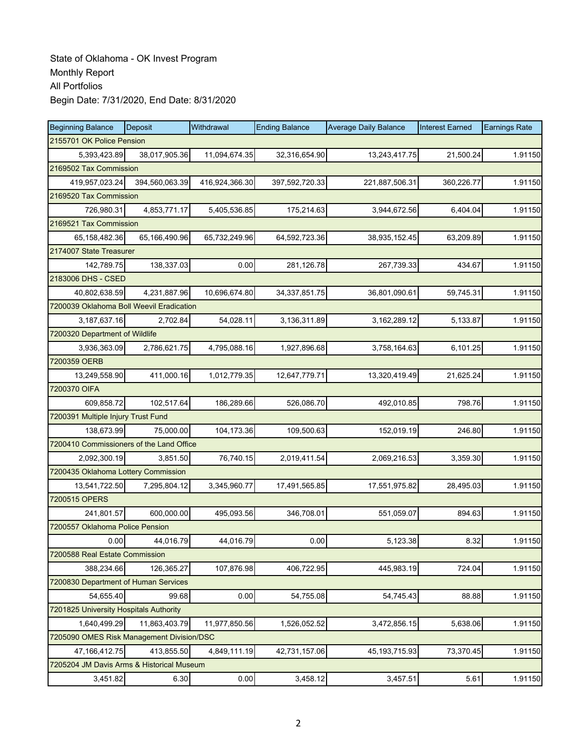State of Oklahoma - OK Invest Program
Monthly Report
All Portfolios
Begin Date: 7/31/2020, End Date: 8/31/2020

| Beginning Balance | Deposit | Withdrawal | Ending Balance | Average Daily Balance | Interest Earned | Earnings Rate |
|---|---|---|---|---|---|---|
| 2155701 OK Police Pension | | | | | | |
| 5,393,423.89 | 38,017,905.36 | 11,094,674.35 | 32,316,654.90 | 13,243,417.75 | 21,500.24 | 1.91150 |
| 2169502 Tax Commission | | | | | | |
| 419,957,023.24 | 394,560,063.39 | 416,924,366.30 | 397,592,720.33 | 221,887,506.31 | 360,226.77 | 1.91150 |
| 2169520 Tax Commission | | | | | | |
| 726,980.31 | 4,853,771.17 | 5,405,536.85 | 175,214.63 | 3,944,672.56 | 6,404.04 | 1.91150 |
| 2169521 Tax Commission | | | | | | |
| 65,158,482.36 | 65,166,490.96 | 65,732,249.96 | 64,592,723.36 | 38,935,152.45 | 63,209.89 | 1.91150 |
| 2174007 State Treasurer | | | | | | |
| 142,789.75 | 138,337.03 | 0.00 | 281,126.78 | 267,739.33 | 434.67 | 1.91150 |
| 2183006 DHS - CSED | | | | | | |
| 40,802,638.59 | 4,231,887.96 | 10,696,674.80 | 34,337,851.75 | 36,801,090.61 | 59,745.31 | 1.91150 |
| 7200039 Oklahoma Boll Weevil Eradication | | | | | | |
| 3,187,637.16 | 2,702.84 | 54,028.11 | 3,136,311.89 | 3,162,289.12 | 5,133.87 | 1.91150 |
| 7200320 Department of Wildlife | | | | | | |
| 3,936,363.09 | 2,786,621.75 | 4,795,088.16 | 1,927,896.68 | 3,758,164.63 | 6,101.25 | 1.91150 |
| 7200359 OERB | | | | | | |
| 13,249,558.90 | 411,000.16 | 1,012,779.35 | 12,647,779.71 | 13,320,419.49 | 21,625.24 | 1.91150 |
| 7200370 OIFA | | | | | | |
| 609,858.72 | 102,517.64 | 186,289.66 | 526,086.70 | 492,010.85 | 798.76 | 1.91150 |
| 7200391 Multiple Injury Trust Fund | | | | | | |
| 138,673.99 | 75,000.00 | 104,173.36 | 109,500.63 | 152,019.19 | 246.80 | 1.91150 |
| 7200410 Commissioners of the Land Office | | | | | | |
| 2,092,300.19 | 3,851.50 | 76,740.15 | 2,019,411.54 | 2,069,216.53 | 3,359.30 | 1.91150 |
| 7200435 Oklahoma Lottery Commission | | | | | | |
| 13,541,722.50 | 7,295,804.12 | 3,345,960.77 | 17,491,565.85 | 17,551,975.82 | 28,495.03 | 1.91150 |
| 7200515 OPERS | | | | | | |
| 241,801.57 | 600,000.00 | 495,093.56 | 346,708.01 | 551,059.07 | 894.63 | 1.91150 |
| 7200557 Oklahoma Police Pension | | | | | | |
| 0.00 | 44,016.79 | 44,016.79 | 0.00 | 5,123.38 | 8.32 | 1.91150 |
| 7200588 Real Estate Commission | | | | | | |
| 388,234.66 | 126,365.27 | 107,876.98 | 406,722.95 | 445,983.19 | 724.04 | 1.91150 |
| 7200830 Department of Human Services | | | | | | |
| 54,655.40 | 99.68 | 0.00 | 54,755.08 | 54,745.43 | 88.88 | 1.91150 |
| 7201825 University Hospitals Authority | | | | | | |
| 1,640,499.29 | 11,863,403.79 | 11,977,850.56 | 1,526,052.52 | 3,472,856.15 | 5,638.06 | 1.91150 |
| 7205090 OMES Risk Management Division/DSC | | | | | | |
| 47,166,412.75 | 413,855.50 | 4,849,111.19 | 42,731,157.06 | 45,193,715.93 | 73,370.45 | 1.91150 |
| 7205204 JM Davis Arms & Historical Museum | | | | | | |
| 3,451.82 | 6.30 | 0.00 | 3,458.12 | 3,457.51 | 5.61 | 1.91150 |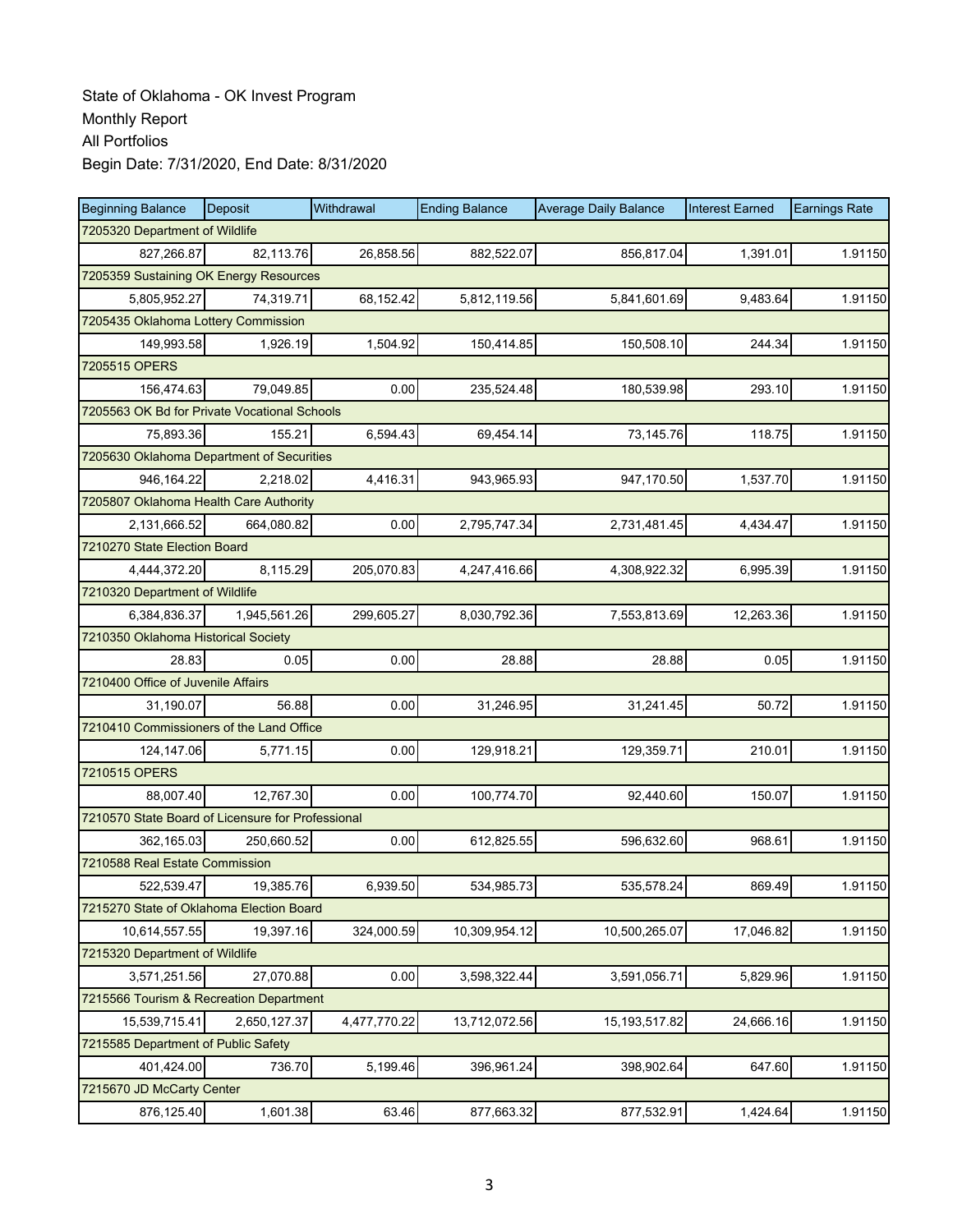State of Oklahoma - OK Invest Program
Monthly Report
All Portfolios
Begin Date: 7/31/2020, End Date: 8/31/2020

| Beginning Balance | Deposit | Withdrawal | Ending Balance | Average Daily Balance | Interest Earned | Earnings Rate |
|---|---|---|---|---|---|---|
| 7205320 Department of Wildlife | | | | | | |
| 827,266.87 | 82,113.76 | 26,858.56 | 882,522.07 | 856,817.04 | 1,391.01 | 1.91150 |
| 7205359 Sustaining OK Energy Resources | | | | | | |
| 5,805,952.27 | 74,319.71 | 68,152.42 | 5,812,119.56 | 5,841,601.69 | 9,483.64 | 1.91150 |
| 7205435 Oklahoma Lottery Commission | | | | | | |
| 149,993.58 | 1,926.19 | 1,504.92 | 150,414.85 | 150,508.10 | 244.34 | 1.91150 |
| 7205515 OPERS | | | | | | |
| 156,474.63 | 79,049.85 | 0.00 | 235,524.48 | 180,539.98 | 293.10 | 1.91150 |
| 7205563 OK Bd for Private Vocational Schools | | | | | | |
| 75,893.36 | 155.21 | 6,594.43 | 69,454.14 | 73,145.76 | 118.75 | 1.91150 |
| 7205630 Oklahoma Department of Securities | | | | | | |
| 946,164.22 | 2,218.02 | 4,416.31 | 943,965.93 | 947,170.50 | 1,537.70 | 1.91150 |
| 7205807 Oklahoma Health Care Authority | | | | | | |
| 2,131,666.52 | 664,080.82 | 0.00 | 2,795,747.34 | 2,731,481.45 | 4,434.47 | 1.91150 |
| 7210270 State Election Board | | | | | | |
| 4,444,372.20 | 8,115.29 | 205,070.83 | 4,247,416.66 | 4,308,922.32 | 6,995.39 | 1.91150 |
| 7210320 Department of Wildlife | | | | | | |
| 6,384,836.37 | 1,945,561.26 | 299,605.27 | 8,030,792.36 | 7,553,813.69 | 12,263.36 | 1.91150 |
| 7210350 Oklahoma Historical Society | | | | | | |
| 28.83 | 0.05 | 0.00 | 28.88 | 28.88 | 0.05 | 1.91150 |
| 7210400 Office of Juvenile Affairs | | | | | | |
| 31,190.07 | 56.88 | 0.00 | 31,246.95 | 31,241.45 | 50.72 | 1.91150 |
| 7210410 Commissioners of the Land Office | | | | | | |
| 124,147.06 | 5,771.15 | 0.00 | 129,918.21 | 129,359.71 | 210.01 | 1.91150 |
| 7210515 OPERS | | | | | | |
| 88,007.40 | 12,767.30 | 0.00 | 100,774.70 | 92,440.60 | 150.07 | 1.91150 |
| 7210570 State Board of Licensure for Professional | | | | | | |
| 362,165.03 | 250,660.52 | 0.00 | 612,825.55 | 596,632.60 | 968.61 | 1.91150 |
| 7210588 Real Estate Commission | | | | | | |
| 522,539.47 | 19,385.76 | 6,939.50 | 534,985.73 | 535,578.24 | 869.49 | 1.91150 |
| 7215270 State of Oklahoma Election Board | | | | | | |
| 10,614,557.55 | 19,397.16 | 324,000.59 | 10,309,954.12 | 10,500,265.07 | 17,046.82 | 1.91150 |
| 7215320 Department of Wildlife | | | | | | |
| 3,571,251.56 | 27,070.88 | 0.00 | 3,598,322.44 | 3,591,056.71 | 5,829.96 | 1.91150 |
| 7215566 Tourism & Recreation Department | | | | | | |
| 15,539,715.41 | 2,650,127.37 | 4,477,770.22 | 13,712,072.56 | 15,193,517.82 | 24,666.16 | 1.91150 |
| 7215585 Department of Public Safety | | | | | | |
| 401,424.00 | 736.70 | 5,199.46 | 396,961.24 | 398,902.64 | 647.60 | 1.91150 |
| 7215670 JD McCarty Center | | | | | | |
| 876,125.40 | 1,601.38 | 63.46 | 877,663.32 | 877,532.91 | 1,424.64 | 1.91150 |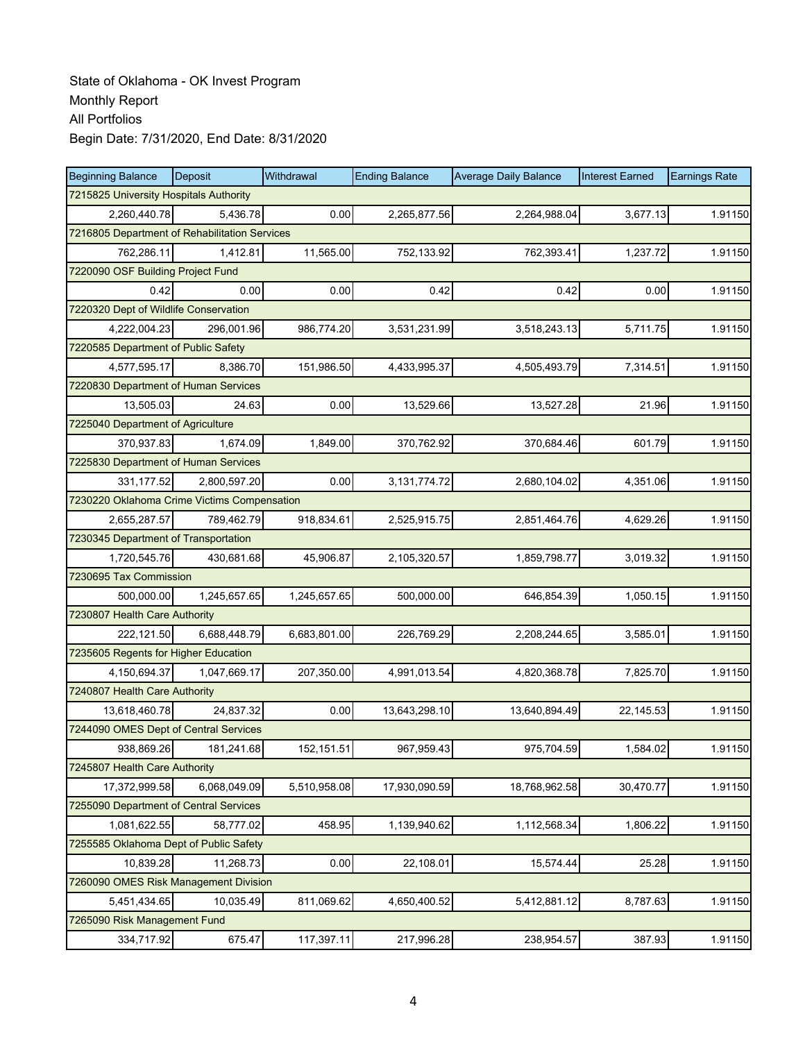State of Oklahoma - OK Invest Program
Monthly Report
All Portfolios
Begin Date: 7/31/2020, End Date: 8/31/2020

| Beginning Balance | Deposit | Withdrawal | Ending Balance | Average Daily Balance | Interest Earned | Earnings Rate |
|---|---|---|---|---|---|---|
| 7215825 University Hospitals Authority | | | | | | |
| 2,260,440.78 | 5,436.78 | 0.00 | 2,265,877.56 | 2,264,988.04 | 3,677.13 | 1.91150 |
| 7216805 Department of Rehabilitation Services | | | | | | |
| 762,286.11 | 1,412.81 | 11,565.00 | 752,133.92 | 762,393.41 | 1,237.72 | 1.91150 |
| 7220090 OSF Building Project Fund | | | | | | |
| 0.42 | 0.00 | 0.00 | 0.42 | 0.42 | 0.00 | 1.91150 |
| 7220320 Dept of Wildlife Conservation | | | | | | |
| 4,222,004.23 | 296,001.96 | 986,774.20 | 3,531,231.99 | 3,518,243.13 | 5,711.75 | 1.91150 |
| 7220585 Department of Public Safety | | | | | | |
| 4,577,595.17 | 8,386.70 | 151,986.50 | 4,433,995.37 | 4,505,493.79 | 7,314.51 | 1.91150 |
| 7220830 Department of Human Services | | | | | | |
| 13,505.03 | 24.63 | 0.00 | 13,529.66 | 13,527.28 | 21.96 | 1.91150 |
| 7225040 Department of Agriculture | | | | | | |
| 370,937.83 | 1,674.09 | 1,849.00 | 370,762.92 | 370,684.46 | 601.79 | 1.91150 |
| 7225830 Department of Human Services | | | | | | |
| 331,177.52 | 2,800,597.20 | 0.00 | 3,131,774.72 | 2,680,104.02 | 4,351.06 | 1.91150 |
| 7230220 Oklahoma Crime Victims Compensation | | | | | | |
| 2,655,287.57 | 789,462.79 | 918,834.61 | 2,525,915.75 | 2,851,464.76 | 4,629.26 | 1.91150 |
| 7230345 Department of Transportation | | | | | | |
| 1,720,545.76 | 430,681.68 | 45,906.87 | 2,105,320.57 | 1,859,798.77 | 3,019.32 | 1.91150 |
| 7230695 Tax Commission | | | | | | |
| 500,000.00 | 1,245,657.65 | 1,245,657.65 | 500,000.00 | 646,854.39 | 1,050.15 | 1.91150 |
| 7230807 Health Care Authority | | | | | | |
| 222,121.50 | 6,688,448.79 | 6,683,801.00 | 226,769.29 | 2,208,244.65 | 3,585.01 | 1.91150 |
| 7235605 Regents for Higher Education | | | | | | |
| 4,150,694.37 | 1,047,669.17 | 207,350.00 | 4,991,013.54 | 4,820,368.78 | 7,825.70 | 1.91150 |
| 7240807 Health Care Authority | | | | | | |
| 13,618,460.78 | 24,837.32 | 0.00 | 13,643,298.10 | 13,640,894.49 | 22,145.53 | 1.91150 |
| 7244090 OMES Dept of Central Services | | | | | | |
| 938,869.26 | 181,241.68 | 152,151.51 | 967,959.43 | 975,704.59 | 1,584.02 | 1.91150 |
| 7245807 Health Care Authority | | | | | | |
| 17,372,999.58 | 6,068,049.09 | 5,510,958.08 | 17,930,090.59 | 18,768,962.58 | 30,470.77 | 1.91150 |
| 7255090 Department of Central Services | | | | | | |
| 1,081,622.55 | 58,777.02 | 458.95 | 1,139,940.62 | 1,112,568.34 | 1,806.22 | 1.91150 |
| 7255585 Oklahoma Dept of Public Safety | | | | | | |
| 10,839.28 | 11,268.73 | 0.00 | 22,108.01 | 15,574.44 | 25.28 | 1.91150 |
| 7260090 OMES Risk Management Division | | | | | | |
| 5,451,434.65 | 10,035.49 | 811,069.62 | 4,650,400.52 | 5,412,881.12 | 8,787.63 | 1.91150 |
| 7265090 Risk Management Fund | | | | | | |
| 334,717.92 | 675.47 | 117,397.11 | 217,996.28 | 238,954.57 | 387.93 | 1.91150 |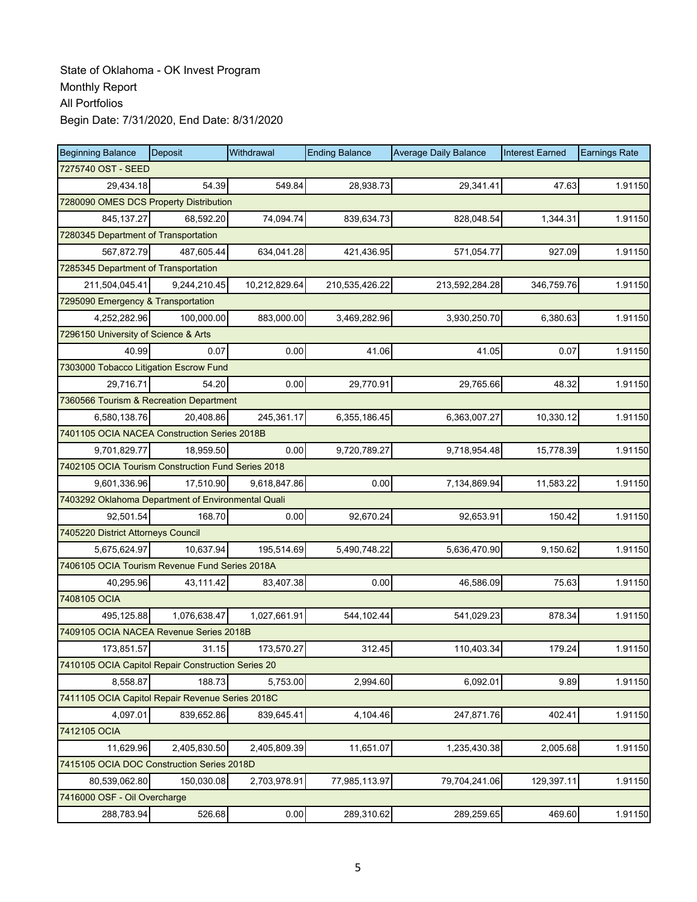State of Oklahoma - OK Invest Program
Monthly Report
All Portfolios
Begin Date: 7/31/2020, End Date: 8/31/2020

| Beginning Balance | Deposit | Withdrawal | Ending Balance | Average Daily Balance | Interest Earned | Earnings Rate |
|---|---|---|---|---|---|---|
| 7275740 OST - SEED | | | | | | |
| 29,434.18 | 54.39 | 549.84 | 28,938.73 | 29,341.41 | 47.63 | 1.91150 |
| 7280090 OMES DCS Property Distribution | | | | | | |
| 845,137.27 | 68,592.20 | 74,094.74 | 839,634.73 | 828,048.54 | 1,344.31 | 1.91150 |
| 7280345 Department of Transportation | | | | | | |
| 567,872.79 | 487,605.44 | 634,041.28 | 421,436.95 | 571,054.77 | 927.09 | 1.91150 |
| 7285345 Department of Transportation | | | | | | |
| 211,504,045.41 | 9,244,210.45 | 10,212,829.64 | 210,535,426.22 | 213,592,284.28 | 346,759.76 | 1.91150 |
| 7295090 Emergency & Transportation | | | | | | |
| 4,252,282.96 | 100,000.00 | 883,000.00 | 3,469,282.96 | 3,930,250.70 | 6,380.63 | 1.91150 |
| 7296150 University of Science & Arts | | | | | | |
| 40.99 | 0.07 | 0.00 | 41.06 | 41.05 | 0.07 | 1.91150 |
| 7303000 Tobacco Litigation Escrow Fund | | | | | | |
| 29,716.71 | 54.20 | 0.00 | 29,770.91 | 29,765.66 | 48.32 | 1.91150 |
| 7360566 Tourism & Recreation Department | | | | | | |
| 6,580,138.76 | 20,408.86 | 245,361.17 | 6,355,186.45 | 6,363,007.27 | 10,330.12 | 1.91150 |
| 7401105 OCIA NACEA Construction Series 2018B | | | | | | |
| 9,701,829.77 | 18,959.50 | 0.00 | 9,720,789.27 | 9,718,954.48 | 15,778.39 | 1.91150 |
| 7402105 OCIA Tourism Construction Fund Series 2018 | | | | | | |
| 9,601,336.96 | 17,510.90 | 9,618,847.86 | 0.00 | 7,134,869.94 | 11,583.22 | 1.91150 |
| 7403292 Oklahoma Department of Environmental Quali | | | | | | |
| 92,501.54 | 168.70 | 0.00 | 92,670.24 | 92,653.91 | 150.42 | 1.91150 |
| 7405220 District Attorneys Council | | | | | | |
| 5,675,624.97 | 10,637.94 | 195,514.69 | 5,490,748.22 | 5,636,470.90 | 9,150.62 | 1.91150 |
| 7406105 OCIA Tourism Revenue Fund Series 2018A | | | | | | |
| 40,295.96 | 43,111.42 | 83,407.38 | 0.00 | 46,586.09 | 75.63 | 1.91150 |
| 7408105 OCIA | | | | | | |
| 495,125.88 | 1,076,638.47 | 1,027,661.91 | 544,102.44 | 541,029.23 | 878.34 | 1.91150 |
| 7409105 OCIA NACEA Revenue Series 2018B | | | | | | |
| 173,851.57 | 31.15 | 173,570.27 | 312.45 | 110,403.34 | 179.24 | 1.91150 |
| 7410105 OCIA Capitol Repair Construction Series 20 | | | | | | |
| 8,558.87 | 188.73 | 5,753.00 | 2,994.60 | 6,092.01 | 9.89 | 1.91150 |
| 7411105 OCIA Capitol Repair Revenue Series 2018C | | | | | | |
| 4,097.01 | 839,652.86 | 839,645.41 | 4,104.46 | 247,871.76 | 402.41 | 1.91150 |
| 7412105 OCIA | | | | | | |
| 11,629.96 | 2,405,830.50 | 2,405,809.39 | 11,651.07 | 1,235,430.38 | 2,005.68 | 1.91150 |
| 7415105 OCIA DOC Construction Series 2018D | | | | | | |
| 80,539,062.80 | 150,030.08 | 2,703,978.91 | 77,985,113.97 | 79,704,241.06 | 129,397.11 | 1.91150 |
| 7416000 OSF - Oil Overcharge | | | | | | |
| 288,783.94 | 526.68 | 0.00 | 289,310.62 | 289,259.65 | 469.60 | 1.91150 |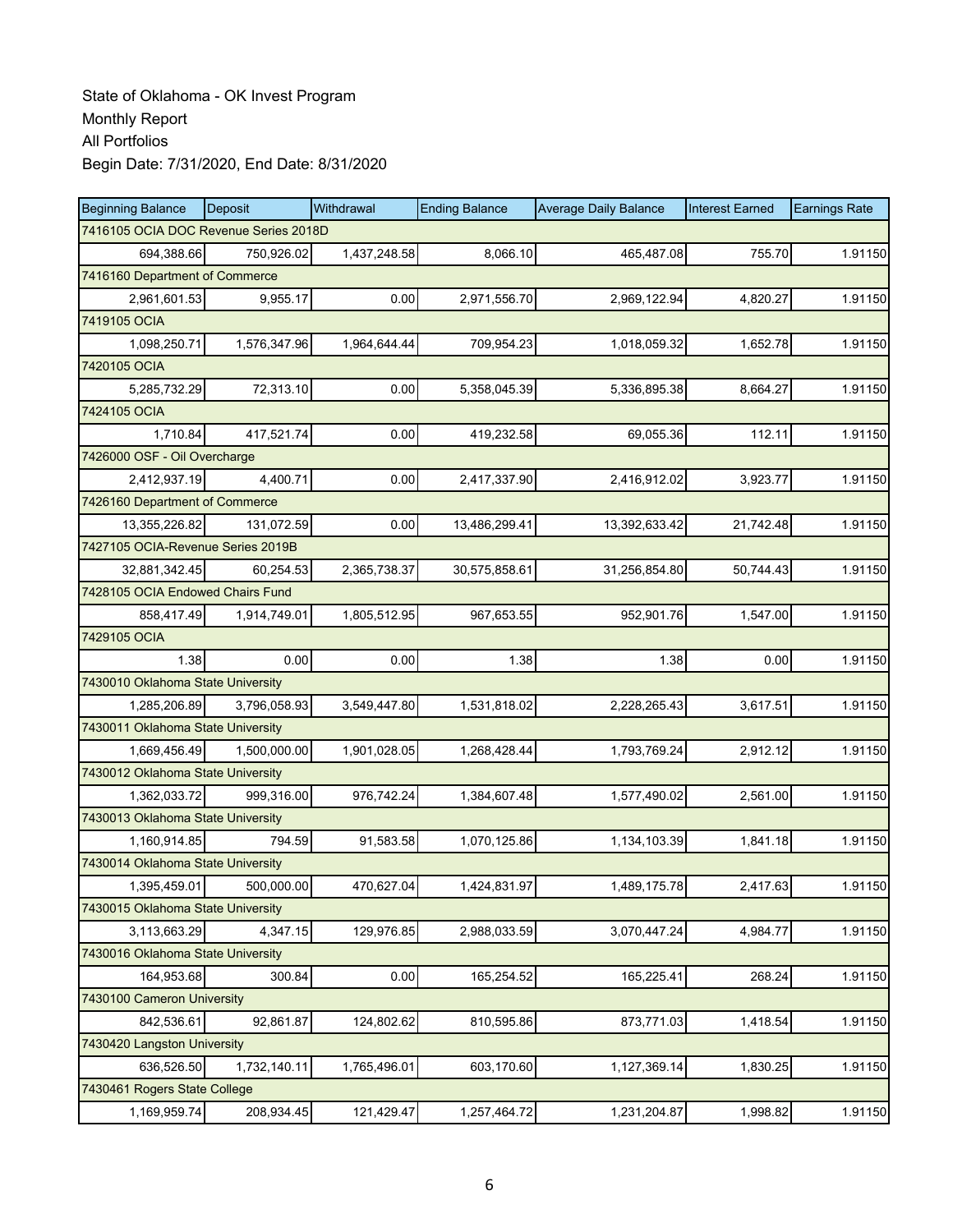State of Oklahoma - OK Invest Program
Monthly Report
All Portfolios
Begin Date: 7/31/2020, End Date: 8/31/2020

| Beginning Balance | Deposit | Withdrawal | Ending Balance | Average Daily Balance | Interest Earned | Earnings Rate |
|---|---|---|---|---|---|---|
| 7416105 OCIA DOC Revenue Series 2018D | | | | | | |
| 694,388.66 | 750,926.02 | 1,437,248.58 | 8,066.10 | 465,487.08 | 755.70 | 1.91150 |
| 7416160 Department of Commerce | | | | | | |
| 2,961,601.53 | 9,955.17 | 0.00 | 2,971,556.70 | 2,969,122.94 | 4,820.27 | 1.91150 |
| 7419105 OCIA | | | | | | |
| 1,098,250.71 | 1,576,347.96 | 1,964,644.44 | 709,954.23 | 1,018,059.32 | 1,652.78 | 1.91150 |
| 7420105 OCIA | | | | | | |
| 5,285,732.29 | 72,313.10 | 0.00 | 5,358,045.39 | 5,336,895.38 | 8,664.27 | 1.91150 |
| 7424105 OCIA | | | | | | |
| 1,710.84 | 417,521.74 | 0.00 | 419,232.58 | 69,055.36 | 112.11 | 1.91150 |
| 7426000 OSF - Oil Overcharge | | | | | | |
| 2,412,937.19 | 4,400.71 | 0.00 | 2,417,337.90 | 2,416,912.02 | 3,923.77 | 1.91150 |
| 7426160 Department of Commerce | | | | | | |
| 13,355,226.82 | 131,072.59 | 0.00 | 13,486,299.41 | 13,392,633.42 | 21,742.48 | 1.91150 |
| 7427105 OCIA-Revenue Series 2019B | | | | | | |
| 32,881,342.45 | 60,254.53 | 2,365,738.37 | 30,575,858.61 | 31,256,854.80 | 50,744.43 | 1.91150 |
| 7428105 OCIA Endowed Chairs Fund | | | | | | |
| 858,417.49 | 1,914,749.01 | 1,805,512.95 | 967,653.55 | 952,901.76 | 1,547.00 | 1.91150 |
| 7429105 OCIA | | | | | | |
| 1.38 | 0.00 | 0.00 | 1.38 | 1.38 | 0.00 | 1.91150 |
| 7430010 Oklahoma State University | | | | | | |
| 1,285,206.89 | 3,796,058.93 | 3,549,447.80 | 1,531,818.02 | 2,228,265.43 | 3,617.51 | 1.91150 |
| 7430011 Oklahoma State University | | | | | | |
| 1,669,456.49 | 1,500,000.00 | 1,901,028.05 | 1,268,428.44 | 1,793,769.24 | 2,912.12 | 1.91150 |
| 7430012 Oklahoma State University | | | | | | |
| 1,362,033.72 | 999,316.00 | 976,742.24 | 1,384,607.48 | 1,577,490.02 | 2,561.00 | 1.91150 |
| 7430013 Oklahoma State University | | | | | | |
| 1,160,914.85 | 794.59 | 91,583.58 | 1,070,125.86 | 1,134,103.39 | 1,841.18 | 1.91150 |
| 7430014 Oklahoma State University | | | | | | |
| 1,395,459.01 | 500,000.00 | 470,627.04 | 1,424,831.97 | 1,489,175.78 | 2,417.63 | 1.91150 |
| 7430015 Oklahoma State University | | | | | | |
| 3,113,663.29 | 4,347.15 | 129,976.85 | 2,988,033.59 | 3,070,447.24 | 4,984.77 | 1.91150 |
| 7430016 Oklahoma State University | | | | | | |
| 164,953.68 | 300.84 | 0.00 | 165,254.52 | 165,225.41 | 268.24 | 1.91150 |
| 7430100 Cameron University | | | | | | |
| 842,536.61 | 92,861.87 | 124,802.62 | 810,595.86 | 873,771.03 | 1,418.54 | 1.91150 |
| 7430420 Langston University | | | | | | |
| 636,526.50 | 1,732,140.11 | 1,765,496.01 | 603,170.60 | 1,127,369.14 | 1,830.25 | 1.91150 |
| 7430461 Rogers State College | | | | | | |
| 1,169,959.74 | 208,934.45 | 121,429.47 | 1,257,464.72 | 1,231,204.87 | 1,998.82 | 1.91150 |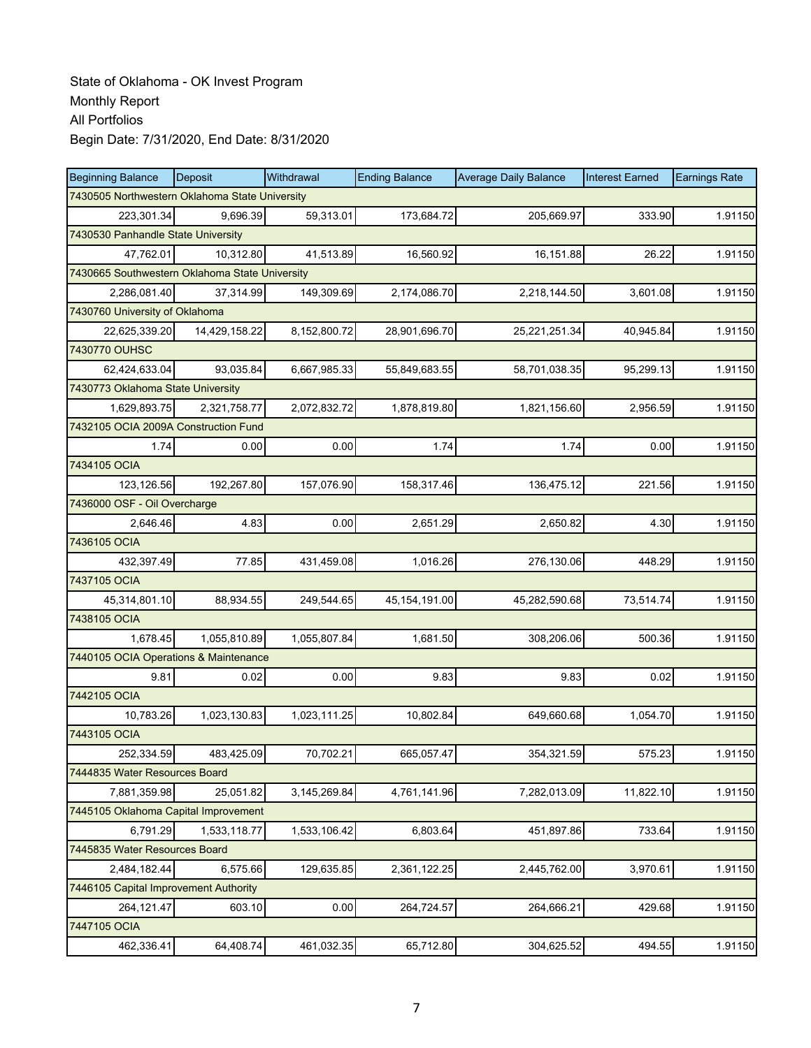State of Oklahoma - OK Invest Program
Monthly Report
All Portfolios
Begin Date: 7/31/2020, End Date: 8/31/2020

| Beginning Balance | Deposit | Withdrawal | Ending Balance | Average Daily Balance | Interest Earned | Earnings Rate |
|---|---|---|---|---|---|---|
| 7430505 Northwestern Oklahoma State University | | | | | | |
| 223,301.34 | 9,696.39 | 59,313.01 | 173,684.72 | 205,669.97 | 333.90 | 1.91150 |
| 7430530 Panhandle State University | | | | | | |
| 47,762.01 | 10,312.80 | 41,513.89 | 16,560.92 | 16,151.88 | 26.22 | 1.91150 |
| 7430665 Southwestern Oklahoma State University | | | | | | |
| 2,286,081.40 | 37,314.99 | 149,309.69 | 2,174,086.70 | 2,218,144.50 | 3,601.08 | 1.91150 |
| 7430760 University of Oklahoma | | | | | | |
| 22,625,339.20 | 14,429,158.22 | 8,152,800.72 | 28,901,696.70 | 25,221,251.34 | 40,945.84 | 1.91150 |
| 7430770 OUHSC | | | | | | |
| 62,424,633.04 | 93,035.84 | 6,667,985.33 | 55,849,683.55 | 58,701,038.35 | 95,299.13 | 1.91150 |
| 7430773 Oklahoma State University | | | | | | |
| 1,629,893.75 | 2,321,758.77 | 2,072,832.72 | 1,878,819.80 | 1,821,156.60 | 2,956.59 | 1.91150 |
| 7432105 OCIA 2009A Construction Fund | | | | | | |
| 1.74 | 0.00 | 0.00 | 1.74 | 1.74 | 0.00 | 1.91150 |
| 7434105 OCIA | | | | | | |
| 123,126.56 | 192,267.80 | 157,076.90 | 158,317.46 | 136,475.12 | 221.56 | 1.91150 |
| 7436000 OSF - Oil Overcharge | | | | | | |
| 2,646.46 | 4.83 | 0.00 | 2,651.29 | 2,650.82 | 4.30 | 1.91150 |
| 7436105 OCIA | | | | | | |
| 432,397.49 | 77.85 | 431,459.08 | 1,016.26 | 276,130.06 | 448.29 | 1.91150 |
| 7437105 OCIA | | | | | | |
| 45,314,801.10 | 88,934.55 | 249,544.65 | 45,154,191.00 | 45,282,590.68 | 73,514.74 | 1.91150 |
| 7438105 OCIA | | | | | | |
| 1,678.45 | 1,055,810.89 | 1,055,807.84 | 1,681.50 | 308,206.06 | 500.36 | 1.91150 |
| 7440105 OCIA Operations & Maintenance | | | | | | |
| 9.81 | 0.02 | 0.00 | 9.83 | 9.83 | 0.02 | 1.91150 |
| 7442105 OCIA | | | | | | |
| 10,783.26 | 1,023,130.83 | 1,023,111.25 | 10,802.84 | 649,660.68 | 1,054.70 | 1.91150 |
| 7443105 OCIA | | | | | | |
| 252,334.59 | 483,425.09 | 70,702.21 | 665,057.47 | 354,321.59 | 575.23 | 1.91150 |
| 7444835 Water Resources Board | | | | | | |
| 7,881,359.98 | 25,051.82 | 3,145,269.84 | 4,761,141.96 | 7,282,013.09 | 11,822.10 | 1.91150 |
| 7445105 Oklahoma Capital Improvement | | | | | | |
| 6,791.29 | 1,533,118.77 | 1,533,106.42 | 6,803.64 | 451,897.86 | 733.64 | 1.91150 |
| 7445835 Water Resources Board | | | | | | |
| 2,484,182.44 | 6,575.66 | 129,635.85 | 2,361,122.25 | 2,445,762.00 | 3,970.61 | 1.91150 |
| 7446105 Capital Improvement Authority | | | | | | |
| 264,121.47 | 603.10 | 0.00 | 264,724.57 | 264,666.21 | 429.68 | 1.91150 |
| 7447105 OCIA | | | | | | |
| 462,336.41 | 64,408.74 | 461,032.35 | 65,712.80 | 304,625.52 | 494.55 | 1.91150 |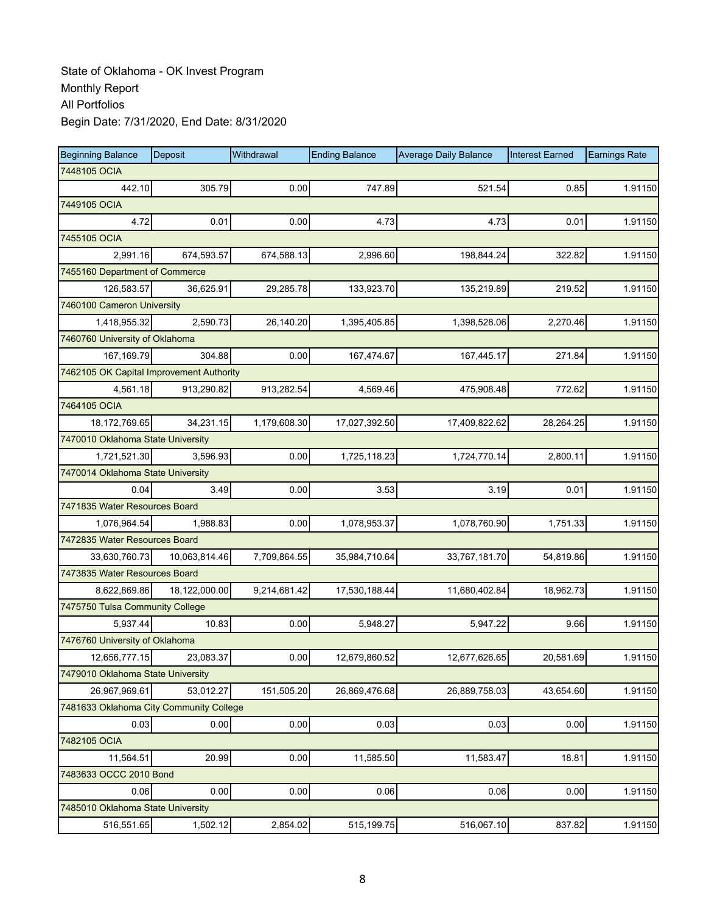State of Oklahoma - OK Invest Program
Monthly Report
All Portfolios
Begin Date: 7/31/2020, End Date: 8/31/2020

| Beginning Balance | Deposit | Withdrawal | Ending Balance | Average Daily Balance | Interest Earned | Earnings Rate |
|---|---|---|---|---|---|---|
| 7448105 OCIA | | | | | | |
| 442.10 | 305.79 | 0.00 | 747.89 | 521.54 | 0.85 | 1.91150 |
| 7449105 OCIA | | | | | | |
| 4.72 | 0.01 | 0.00 | 4.73 | 4.73 | 0.01 | 1.91150 |
| 7455105 OCIA | | | | | | |
| 2,991.16 | 674,593.57 | 674,588.13 | 2,996.60 | 198,844.24 | 322.82 | 1.91150 |
| 7455160 Department of Commerce | | | | | | |
| 126,583.57 | 36,625.91 | 29,285.78 | 133,923.70 | 135,219.89 | 219.52 | 1.91150 |
| 7460100 Cameron University | | | | | | |
| 1,418,955.32 | 2,590.73 | 26,140.20 | 1,395,405.85 | 1,398,528.06 | 2,270.46 | 1.91150 |
| 7460760 University of Oklahoma | | | | | | |
| 167,169.79 | 304.88 | 0.00 | 167,474.67 | 167,445.17 | 271.84 | 1.91150 |
| 7462105 OK Capital Improvement Authority | | | | | | |
| 4,561.18 | 913,290.82 | 913,282.54 | 4,569.46 | 475,908.48 | 772.62 | 1.91150 |
| 7464105 OCIA | | | | | | |
| 18,172,769.65 | 34,231.15 | 1,179,608.30 | 17,027,392.50 | 17,409,822.62 | 28,264.25 | 1.91150 |
| 7470010 Oklahoma State University | | | | | | |
| 1,721,521.30 | 3,596.93 | 0.00 | 1,725,118.23 | 1,724,770.14 | 2,800.11 | 1.91150 |
| 7470014 Oklahoma State University | | | | | | |
| 0.04 | 3.49 | 0.00 | 3.53 | 3.19 | 0.01 | 1.91150 |
| 7471835 Water Resources Board | | | | | | |
| 1,076,964.54 | 1,988.83 | 0.00 | 1,078,953.37 | 1,078,760.90 | 1,751.33 | 1.91150 |
| 7472835 Water Resources Board | | | | | | |
| 33,630,760.73 | 10,063,814.46 | 7,709,864.55 | 35,984,710.64 | 33,767,181.70 | 54,819.86 | 1.91150 |
| 7473835 Water Resources Board | | | | | | |
| 8,622,869.86 | 18,122,000.00 | 9,214,681.42 | 17,530,188.44 | 11,680,402.84 | 18,962.73 | 1.91150 |
| 7475750 Tulsa Community College | | | | | | |
| 5,937.44 | 10.83 | 0.00 | 5,948.27 | 5,947.22 | 9.66 | 1.91150 |
| 7476760 University of Oklahoma | | | | | | |
| 12,656,777.15 | 23,083.37 | 0.00 | 12,679,860.52 | 12,677,626.65 | 20,581.69 | 1.91150 |
| 7479010 Oklahoma State University | | | | | | |
| 26,967,969.61 | 53,012.27 | 151,505.20 | 26,869,476.68 | 26,889,758.03 | 43,654.60 | 1.91150 |
| 7481633 Oklahoma City Community College | | | | | | |
| 0.03 | 0.00 | 0.00 | 0.03 | 0.03 | 0.00 | 1.91150 |
| 7482105 OCIA | | | | | | |
| 11,564.51 | 20.99 | 0.00 | 11,585.50 | 11,583.47 | 18.81 | 1.91150 |
| 7483633 OCCC 2010 Bond | | | | | | |
| 0.06 | 0.00 | 0.00 | 0.06 | 0.06 | 0.00 | 1.91150 |
| 7485010 Oklahoma State University | | | | | | |
| 516,551.65 | 1,502.12 | 2,854.02 | 515,199.75 | 516,067.10 | 837.82 | 1.91150 |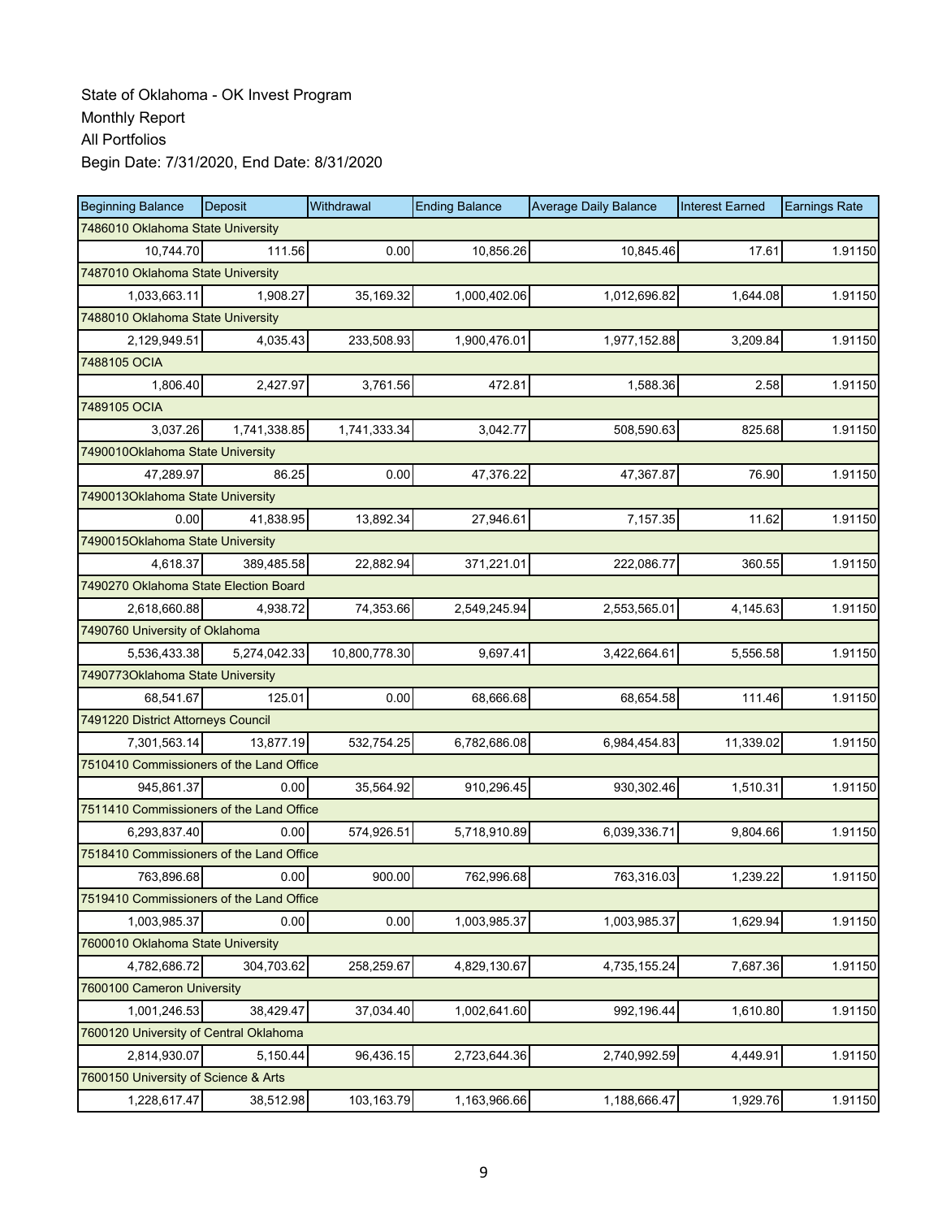State of Oklahoma - OK Invest Program
Monthly Report
All Portfolios
Begin Date: 7/31/2020, End Date: 8/31/2020

| Beginning Balance | Deposit | Withdrawal | Ending Balance | Average Daily Balance | Interest Earned | Earnings Rate |
|---|---|---|---|---|---|---|
| 7486010 Oklahoma State University | | | | | | |
| 10,744.70 | 111.56 | 0.00 | 10,856.26 | 10,845.46 | 17.61 | 1.91150 |
| 7487010 Oklahoma State University | | | | | | |
| 1,033,663.11 | 1,908.27 | 35,169.32 | 1,000,402.06 | 1,012,696.82 | 1,644.08 | 1.91150 |
| 7488010 Oklahoma State University | | | | | | |
| 2,129,949.51 | 4,035.43 | 233,508.93 | 1,900,476.01 | 1,977,152.88 | 3,209.84 | 1.91150 |
| 7488105 OCIA | | | | | | |
| 1,806.40 | 2,427.97 | 3,761.56 | 472.81 | 1,588.36 | 2.58 | 1.91150 |
| 7489105 OCIA | | | | | | |
| 3,037.26 | 1,741,338.85 | 1,741,333.34 | 3,042.77 | 508,590.63 | 825.68 | 1.91150 |
| 7490010Oklahoma State University | | | | | | |
| 47,289.97 | 86.25 | 0.00 | 47,376.22 | 47,367.87 | 76.90 | 1.91150 |
| 7490013Oklahoma State University | | | | | | |
| 0.00 | 41,838.95 | 13,892.34 | 27,946.61 | 7,157.35 | 11.62 | 1.91150 |
| 7490015Oklahoma State University | | | | | | |
| 4,618.37 | 389,485.58 | 22,882.94 | 371,221.01 | 222,086.77 | 360.55 | 1.91150 |
| 7490270 Oklahoma State Election Board | | | | | | |
| 2,618,660.88 | 4,938.72 | 74,353.66 | 2,549,245.94 | 2,553,565.01 | 4,145.63 | 1.91150 |
| 7490760 University of Oklahoma | | | | | | |
| 5,536,433.38 | 5,274,042.33 | 10,800,778.30 | 9,697.41 | 3,422,664.61 | 5,556.58 | 1.91150 |
| 7490773Oklahoma State University | | | | | | |
| 68,541.67 | 125.01 | 0.00 | 68,666.68 | 68,654.58 | 111.46 | 1.91150 |
| 7491220 District Attorneys Council | | | | | | |
| 7,301,563.14 | 13,877.19 | 532,754.25 | 6,782,686.08 | 6,984,454.83 | 11,339.02 | 1.91150 |
| 7510410 Commissioners of the Land Office | | | | | | |
| 945,861.37 | 0.00 | 35,564.92 | 910,296.45 | 930,302.46 | 1,510.31 | 1.91150 |
| 7511410 Commissioners of the Land Office | | | | | | |
| 6,293,837.40 | 0.00 | 574,926.51 | 5,718,910.89 | 6,039,336.71 | 9,804.66 | 1.91150 |
| 7518410 Commissioners of the Land Office | | | | | | |
| 763,896.68 | 0.00 | 900.00 | 762,996.68 | 763,316.03 | 1,239.22 | 1.91150 |
| 7519410 Commissioners of the Land Office | | | | | | |
| 1,003,985.37 | 0.00 | 0.00 | 1,003,985.37 | 1,003,985.37 | 1,629.94 | 1.91150 |
| 7600010 Oklahoma State University | | | | | | |
| 4,782,686.72 | 304,703.62 | 258,259.67 | 4,829,130.67 | 4,735,155.24 | 7,687.36 | 1.91150 |
| 7600100 Cameron University | | | | | | |
| 1,001,246.53 | 38,429.47 | 37,034.40 | 1,002,641.60 | 992,196.44 | 1,610.80 | 1.91150 |
| 7600120 University of Central Oklahoma | | | | | | |
| 2,814,930.07 | 5,150.44 | 96,436.15 | 2,723,644.36 | 2,740,992.59 | 4,449.91 | 1.91150 |
| 7600150 University of Science & Arts | | | | | | |
| 1,228,617.47 | 38,512.98 | 103,163.79 | 1,163,966.66 | 1,188,666.47 | 1,929.76 | 1.91150 |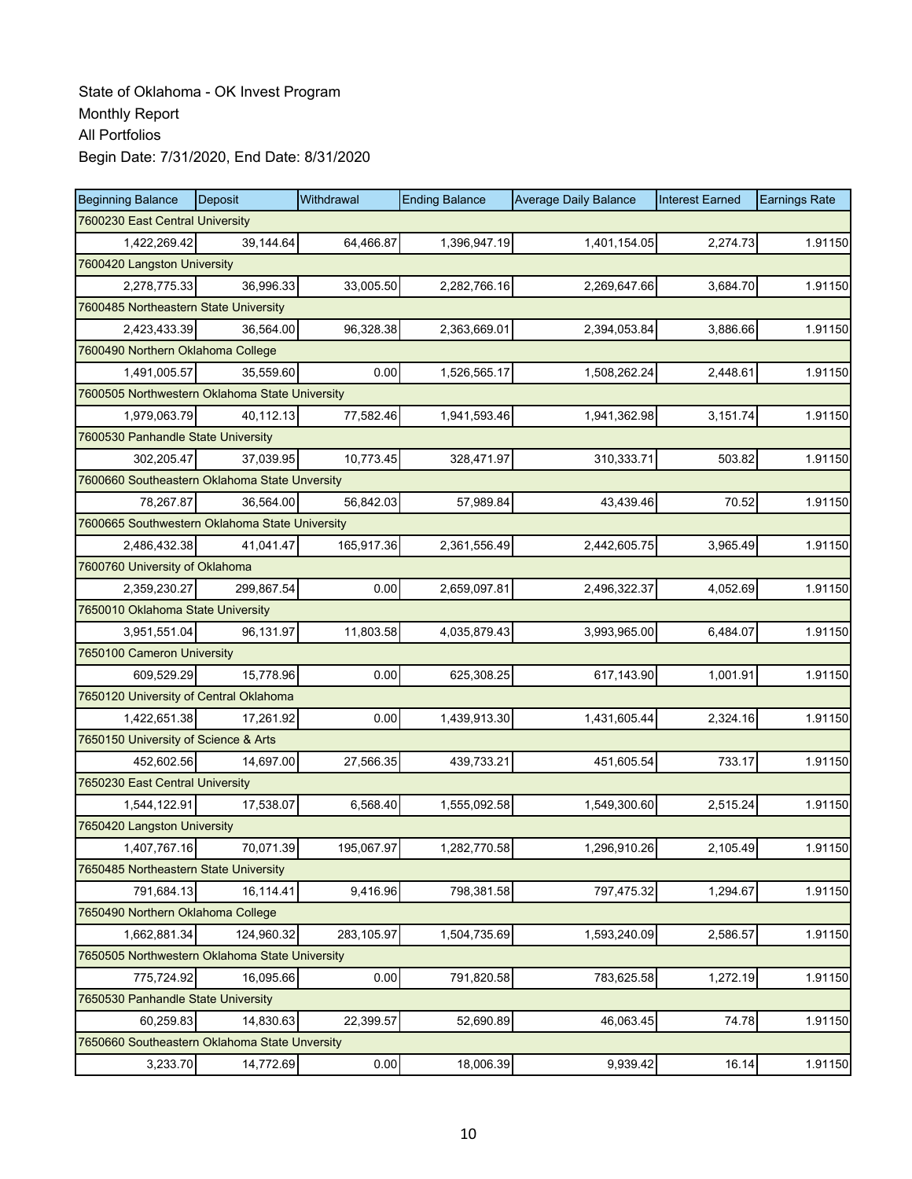State of Oklahoma - OK Invest Program
Monthly Report
All Portfolios
Begin Date: 7/31/2020, End Date: 8/31/2020

| Beginning Balance | Deposit | Withdrawal | Ending Balance | Average Daily Balance | Interest Earned | Earnings Rate |
|---|---|---|---|---|---|---|
| 7600230 East Central University | | | | | | |
| 1,422,269.42 | 39,144.64 | 64,466.87 | 1,396,947.19 | 1,401,154.05 | 2,274.73 | 1.91150 |
| 7600420 Langston University | | | | | | |
| 2,278,775.33 | 36,996.33 | 33,005.50 | 2,282,766.16 | 2,269,647.66 | 3,684.70 | 1.91150 |
| 7600485 Northeastern State University | | | | | | |
| 2,423,433.39 | 36,564.00 | 96,328.38 | 2,363,669.01 | 2,394,053.84 | 3,886.66 | 1.91150 |
| 7600490 Northern Oklahoma College | | | | | | |
| 1,491,005.57 | 35,559.60 | 0.00 | 1,526,565.17 | 1,508,262.24 | 2,448.61 | 1.91150 |
| 7600505 Northwestern Oklahoma State University | | | | | | |
| 1,979,063.79 | 40,112.13 | 77,582.46 | 1,941,593.46 | 1,941,362.98 | 3,151.74 | 1.91150 |
| 7600530 Panhandle State University | | | | | | |
| 302,205.47 | 37,039.95 | 10,773.45 | 328,471.97 | 310,333.71 | 503.82 | 1.91150 |
| 7600660 Southeastern Oklahoma State Unversity | | | | | | |
| 78,267.87 | 36,564.00 | 56,842.03 | 57,989.84 | 43,439.46 | 70.52 | 1.91150 |
| 7600665 Southwestern Oklahoma State University | | | | | | |
| 2,486,432.38 | 41,041.47 | 165,917.36 | 2,361,556.49 | 2,442,605.75 | 3,965.49 | 1.91150 |
| 7600760 University of Oklahoma | | | | | | |
| 2,359,230.27 | 299,867.54 | 0.00 | 2,659,097.81 | 2,496,322.37 | 4,052.69 | 1.91150 |
| 7650010 Oklahoma State University | | | | | | |
| 3,951,551.04 | 96,131.97 | 11,803.58 | 4,035,879.43 | 3,993,965.00 | 6,484.07 | 1.91150 |
| 7650100 Cameron University | | | | | | |
| 609,529.29 | 15,778.96 | 0.00 | 625,308.25 | 617,143.90 | 1,001.91 | 1.91150 |
| 7650120 University of Central Oklahoma | | | | | | |
| 1,422,651.38 | 17,261.92 | 0.00 | 1,439,913.30 | 1,431,605.44 | 2,324.16 | 1.91150 |
| 7650150 University of Science & Arts | | | | | | |
| 452,602.56 | 14,697.00 | 27,566.35 | 439,733.21 | 451,605.54 | 733.17 | 1.91150 |
| 7650230 East Central University | | | | | | |
| 1,544,122.91 | 17,538.07 | 6,568.40 | 1,555,092.58 | 1,549,300.60 | 2,515.24 | 1.91150 |
| 7650420 Langston University | | | | | | |
| 1,407,767.16 | 70,071.39 | 195,067.97 | 1,282,770.58 | 1,296,910.26 | 2,105.49 | 1.91150 |
| 7650485 Northeastern State University | | | | | | |
| 791,684.13 | 16,114.41 | 9,416.96 | 798,381.58 | 797,475.32 | 1,294.67 | 1.91150 |
| 7650490 Northern Oklahoma College | | | | | | |
| 1,662,881.34 | 124,960.32 | 283,105.97 | 1,504,735.69 | 1,593,240.09 | 2,586.57 | 1.91150 |
| 7650505 Northwestern Oklahoma State University | | | | | | |
| 775,724.92 | 16,095.66 | 0.00 | 791,820.58 | 783,625.58 | 1,272.19 | 1.91150 |
| 7650530 Panhandle State University | | | | | | |
| 60,259.83 | 14,830.63 | 22,399.57 | 52,690.89 | 46,063.45 | 74.78 | 1.91150 |
| 7650660 Southeastern Oklahoma State Unversity | | | | | | |
| 3,233.70 | 14,772.69 | 0.00 | 18,006.39 | 9,939.42 | 16.14 | 1.91150 |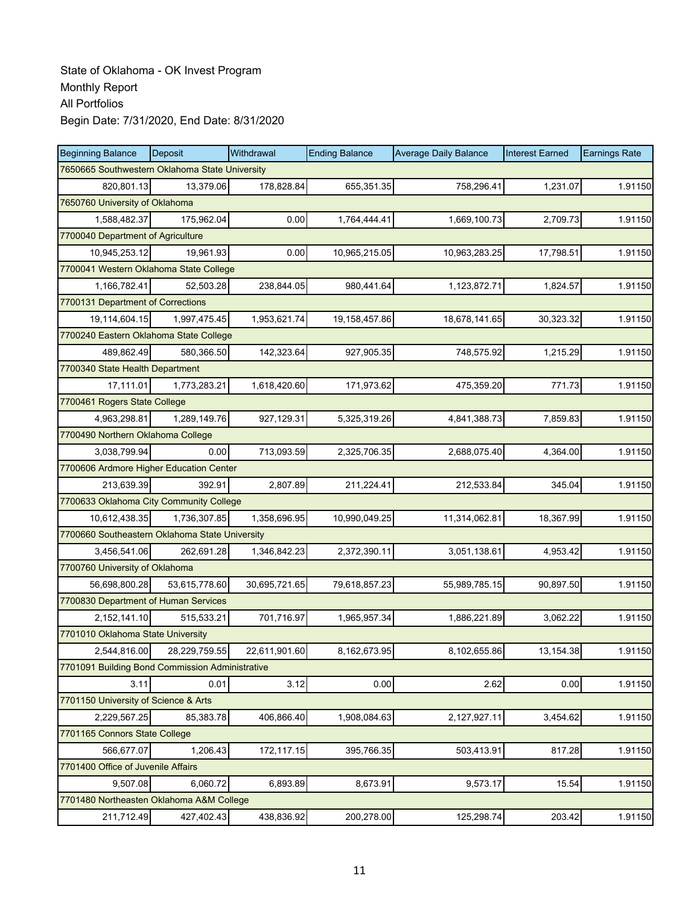State of Oklahoma - OK Invest Program
Monthly Report
All Portfolios
Begin Date: 7/31/2020, End Date: 8/31/2020

| Beginning Balance | Deposit | Withdrawal | Ending Balance | Average Daily Balance | Interest Earned | Earnings Rate |
|---|---|---|---|---|---|---|
| 7650665 Southwestern Oklahoma State University | | | | | | |
| 820,801.13 | 13,379.06 | 178,828.84 | 655,351.35 | 758,296.41 | 1,231.07 | 1.91150 |
| 7650760 University of Oklahoma | | | | | | |
| 1,588,482.37 | 175,962.04 | 0.00 | 1,764,444.41 | 1,669,100.73 | 2,709.73 | 1.91150 |
| 7700040 Department of Agriculture | | | | | | |
| 10,945,253.12 | 19,961.93 | 0.00 | 10,965,215.05 | 10,963,283.25 | 17,798.51 | 1.91150 |
| 7700041 Western Oklahoma State College | | | | | | |
| 1,166,782.41 | 52,503.28 | 238,844.05 | 980,441.64 | 1,123,872.71 | 1,824.57 | 1.91150 |
| 7700131 Department of Corrections | | | | | | |
| 19,114,604.15 | 1,997,475.45 | 1,953,621.74 | 19,158,457.86 | 18,678,141.65 | 30,323.32 | 1.91150 |
| 7700240 Eastern Oklahoma State College | | | | | | |
| 489,862.49 | 580,366.50 | 142,323.64 | 927,905.35 | 748,575.92 | 1,215.29 | 1.91150 |
| 7700340 State Health Department | | | | | | |
| 17,111.01 | 1,773,283.21 | 1,618,420.60 | 171,973.62 | 475,359.20 | 771.73 | 1.91150 |
| 7700461 Rogers State College | | | | | | |
| 4,963,298.81 | 1,289,149.76 | 927,129.31 | 5,325,319.26 | 4,841,388.73 | 7,859.83 | 1.91150 |
| 7700490 Northern Oklahoma College | | | | | | |
| 3,038,799.94 | 0.00 | 713,093.59 | 2,325,706.35 | 2,688,075.40 | 4,364.00 | 1.91150 |
| 7700606 Ardmore Higher Education Center | | | | | | |
| 213,639.39 | 392.91 | 2,807.89 | 211,224.41 | 212,533.84 | 345.04 | 1.91150 |
| 7700633 Oklahoma City Community College | | | | | | |
| 10,612,438.35 | 1,736,307.85 | 1,358,696.95 | 10,990,049.25 | 11,314,062.81 | 18,367.99 | 1.91150 |
| 7700660 Southeastern Oklahoma State University | | | | | | |
| 3,456,541.06 | 262,691.28 | 1,346,842.23 | 2,372,390.11 | 3,051,138.61 | 4,953.42 | 1.91150 |
| 7700760 University of Oklahoma | | | | | | |
| 56,698,800.28 | 53,615,778.60 | 30,695,721.65 | 79,618,857.23 | 55,989,785.15 | 90,897.50 | 1.91150 |
| 7700830 Department of Human Services | | | | | | |
| 2,152,141.10 | 515,533.21 | 701,716.97 | 1,965,957.34 | 1,886,221.89 | 3,062.22 | 1.91150 |
| 7701010 Oklahoma State University | | | | | | |
| 2,544,816.00 | 28,229,759.55 | 22,611,901.60 | 8,162,673.95 | 8,102,655.86 | 13,154.38 | 1.91150 |
| 7701091 Building Bond Commission Administrative | | | | | | |
| 3.11 | 0.01 | 3.12 | 0.00 | 2.62 | 0.00 | 1.91150 |
| 7701150 University of Science & Arts | | | | | | |
| 2,229,567.25 | 85,383.78 | 406,866.40 | 1,908,084.63 | 2,127,927.11 | 3,454.62 | 1.91150 |
| 7701165 Connors State College | | | | | | |
| 566,677.07 | 1,206.43 | 172,117.15 | 395,766.35 | 503,413.91 | 817.28 | 1.91150 |
| 7701400 Office of Juvenile Affairs | | | | | | |
| 9,507.08 | 6,060.72 | 6,893.89 | 8,673.91 | 9,573.17 | 15.54 | 1.91150 |
| 7701480 Northeasten Oklahoma A&M College | | | | | | |
| 211,712.49 | 427,402.43 | 438,836.92 | 200,278.00 | 125,298.74 | 203.42 | 1.91150 |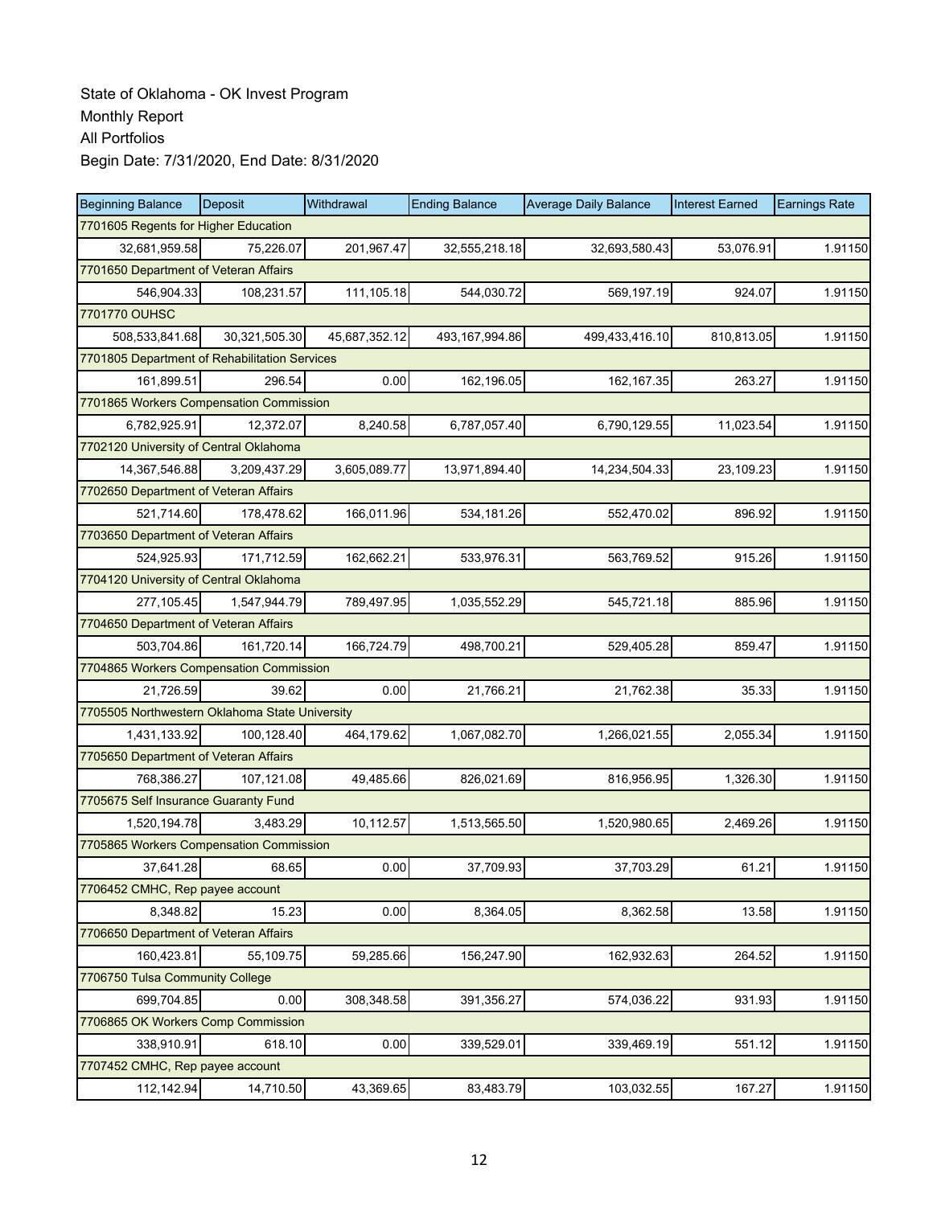State of Oklahoma - OK Invest Program
Monthly Report
All Portfolios
Begin Date: 7/31/2020, End Date: 8/31/2020

| Beginning Balance | Deposit | Withdrawal | Ending Balance | Average Daily Balance | Interest Earned | Earnings Rate |
|---|---|---|---|---|---|---|
| 7701605 Regents for Higher Education | | | | | | |
| 32,681,959.58 | 75,226.07 | 201,967.47 | 32,555,218.18 | 32,693,580.43 | 53,076.91 | 1.91150 |
| 7701650 Department of Veteran Affairs | | | | | | |
| 546,904.33 | 108,231.57 | 111,105.18 | 544,030.72 | 569,197.19 | 924.07 | 1.91150 |
| 7701770 OUHSC | | | | | | |
| 508,533,841.68 | 30,321,505.30 | 45,687,352.12 | 493,167,994.86 | 499,433,416.10 | 810,813.05 | 1.91150 |
| 7701805 Department of Rehabilitation Services | | | | | | |
| 161,899.51 | 296.54 | 0.00 | 162,196.05 | 162,167.35 | 263.27 | 1.91150 |
| 7701865 Workers Compensation Commission | | | | | | |
| 6,782,925.91 | 12,372.07 | 8,240.58 | 6,787,057.40 | 6,790,129.55 | 11,023.54 | 1.91150 |
| 7702120 University of Central Oklahoma | | | | | | |
| 14,367,546.88 | 3,209,437.29 | 3,605,089.77 | 13,971,894.40 | 14,234,504.33 | 23,109.23 | 1.91150 |
| 7702650 Department of Veteran Affairs | | | | | | |
| 521,714.60 | 178,478.62 | 166,011.96 | 534,181.26 | 552,470.02 | 896.92 | 1.91150 |
| 7703650 Department of Veteran Affairs | | | | | | |
| 524,925.93 | 171,712.59 | 162,662.21 | 533,976.31 | 563,769.52 | 915.26 | 1.91150 |
| 7704120 University of Central Oklahoma | | | | | | |
| 277,105.45 | 1,547,944.79 | 789,497.95 | 1,035,552.29 | 545,721.18 | 885.96 | 1.91150 |
| 7704650 Department of Veteran Affairs | | | | | | |
| 503,704.86 | 161,720.14 | 166,724.79 | 498,700.21 | 529,405.28 | 859.47 | 1.91150 |
| 7704865 Workers Compensation Commission | | | | | | |
| 21,726.59 | 39.62 | 0.00 | 21,766.21 | 21,762.38 | 35.33 | 1.91150 |
| 7705505 Northwestern Oklahoma State University | | | | | | |
| 1,431,133.92 | 100,128.40 | 464,179.62 | 1,067,082.70 | 1,266,021.55 | 2,055.34 | 1.91150 |
| 7705650 Department of Veteran Affairs | | | | | | |
| 768,386.27 | 107,121.08 | 49,485.66 | 826,021.69 | 816,956.95 | 1,326.30 | 1.91150 |
| 7705675 Self Insurance Guaranty Fund | | | | | | |
| 1,520,194.78 | 3,483.29 | 10,112.57 | 1,513,565.50 | 1,520,980.65 | 2,469.26 | 1.91150 |
| 7705865 Workers Compensation Commission | | | | | | |
| 37,641.28 | 68.65 | 0.00 | 37,709.93 | 37,703.29 | 61.21 | 1.91150 |
| 7706452 CMHC, Rep payee account | | | | | | |
| 8,348.82 | 15.23 | 0.00 | 8,364.05 | 8,362.58 | 13.58 | 1.91150 |
| 7706650 Department of Veteran Affairs | | | | | | |
| 160,423.81 | 55,109.75 | 59,285.66 | 156,247.90 | 162,932.63 | 264.52 | 1.91150 |
| 7706750 Tulsa Community College | | | | | | |
| 699,704.85 | 0.00 | 308,348.58 | 391,356.27 | 574,036.22 | 931.93 | 1.91150 |
| 7706865 OK Workers Comp Commission | | | | | | |
| 338,910.91 | 618.10 | 0.00 | 339,529.01 | 339,469.19 | 551.12 | 1.91150 |
| 7707452 CMHC, Rep payee account | | | | | | |
| 112,142.94 | 14,710.50 | 43,369.65 | 83,483.79 | 103,032.55 | 167.27 | 1.91150 |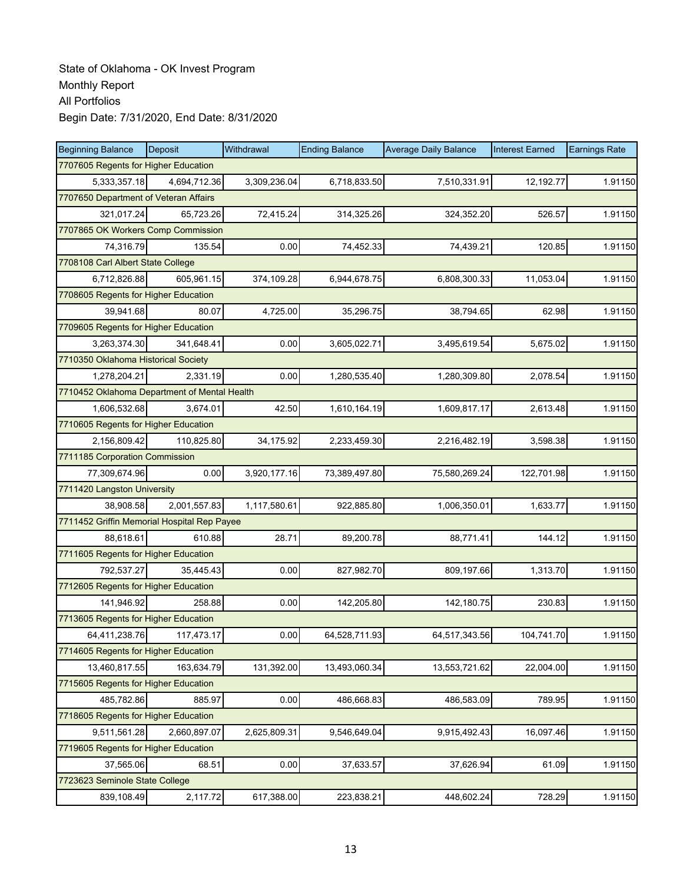State of Oklahoma - OK Invest Program
Monthly Report
All Portfolios
Begin Date: 7/31/2020, End Date: 8/31/2020

| Beginning Balance | Deposit | Withdrawal | Ending Balance | Average Daily Balance | Interest Earned | Earnings Rate |
|---|---|---|---|---|---|---|
| 7707605 Regents for Higher Education | | | | | | |
| 5,333,357.18 | 4,694,712.36 | 3,309,236.04 | 6,718,833.50 | 7,510,331.91 | 12,192.77 | 1.91150 |
| 7707650 Department of Veteran Affairs | | | | | | |
| 321,017.24 | 65,723.26 | 72,415.24 | 314,325.26 | 324,352.20 | 526.57 | 1.91150 |
| 7707865 OK Workers Comp Commission | | | | | | |
| 74,316.79 | 135.54 | 0.00 | 74,452.33 | 74,439.21 | 120.85 | 1.91150 |
| 7708108 Carl Albert State College | | | | | | |
| 6,712,826.88 | 605,961.15 | 374,109.28 | 6,944,678.75 | 6,808,300.33 | 11,053.04 | 1.91150 |
| 7708605 Regents for Higher Education | | | | | | |
| 39,941.68 | 80.07 | 4,725.00 | 35,296.75 | 38,794.65 | 62.98 | 1.91150 |
| 7709605 Regents for Higher Education | | | | | | |
| 3,263,374.30 | 341,648.41 | 0.00 | 3,605,022.71 | 3,495,619.54 | 5,675.02 | 1.91150 |
| 7710350 Oklahoma Historical Society | | | | | | |
| 1,278,204.21 | 2,331.19 | 0.00 | 1,280,535.40 | 1,280,309.80 | 2,078.54 | 1.91150 |
| 7710452 Oklahoma Department of Mental Health | | | | | | |
| 1,606,532.68 | 3,674.01 | 42.50 | 1,610,164.19 | 1,609,817.17 | 2,613.48 | 1.91150 |
| 7710605 Regents for Higher Education | | | | | | |
| 2,156,809.42 | 110,825.80 | 34,175.92 | 2,233,459.30 | 2,216,482.19 | 3,598.38 | 1.91150 |
| 7711185 Corporation Commission | | | | | | |
| 77,309,674.96 | 0.00 | 3,920,177.16 | 73,389,497.80 | 75,580,269.24 | 122,701.98 | 1.91150 |
| 7711420 Langston University | | | | | | |
| 38,908.58 | 2,001,557.83 | 1,117,580.61 | 922,885.80 | 1,006,350.01 | 1,633.77 | 1.91150 |
| 7711452 Griffin Memorial Hospital Rep Payee | | | | | | |
| 88,618.61 | 610.88 | 28.71 | 89,200.78 | 88,771.41 | 144.12 | 1.91150 |
| 7711605 Regents for Higher Education | | | | | | |
| 792,537.27 | 35,445.43 | 0.00 | 827,982.70 | 809,197.66 | 1,313.70 | 1.91150 |
| 7712605 Regents for Higher Education | | | | | | |
| 141,946.92 | 258.88 | 0.00 | 142,205.80 | 142,180.75 | 230.83 | 1.91150 |
| 7713605 Regents for Higher Education | | | | | | |
| 64,411,238.76 | 117,473.17 | 0.00 | 64,528,711.93 | 64,517,343.56 | 104,741.70 | 1.91150 |
| 7714605 Regents for Higher Education | | | | | | |
| 13,460,817.55 | 163,634.79 | 131,392.00 | 13,493,060.34 | 13,553,721.62 | 22,004.00 | 1.91150 |
| 7715605 Regents for Higher Education | | | | | | |
| 485,782.86 | 885.97 | 0.00 | 486,668.83 | 486,583.09 | 789.95 | 1.91150 |
| 7718605 Regents for Higher Education | | | | | | |
| 9,511,561.28 | 2,660,897.07 | 2,625,809.31 | 9,546,649.04 | 9,915,492.43 | 16,097.46 | 1.91150 |
| 7719605 Regents for Higher Education | | | | | | |
| 37,565.06 | 68.51 | 0.00 | 37,633.57 | 37,626.94 | 61.09 | 1.91150 |
| 7723623 Seminole State College | | | | | | |
| 839,108.49 | 2,117.72 | 617,388.00 | 223,838.21 | 448,602.24 | 728.29 | 1.91150 |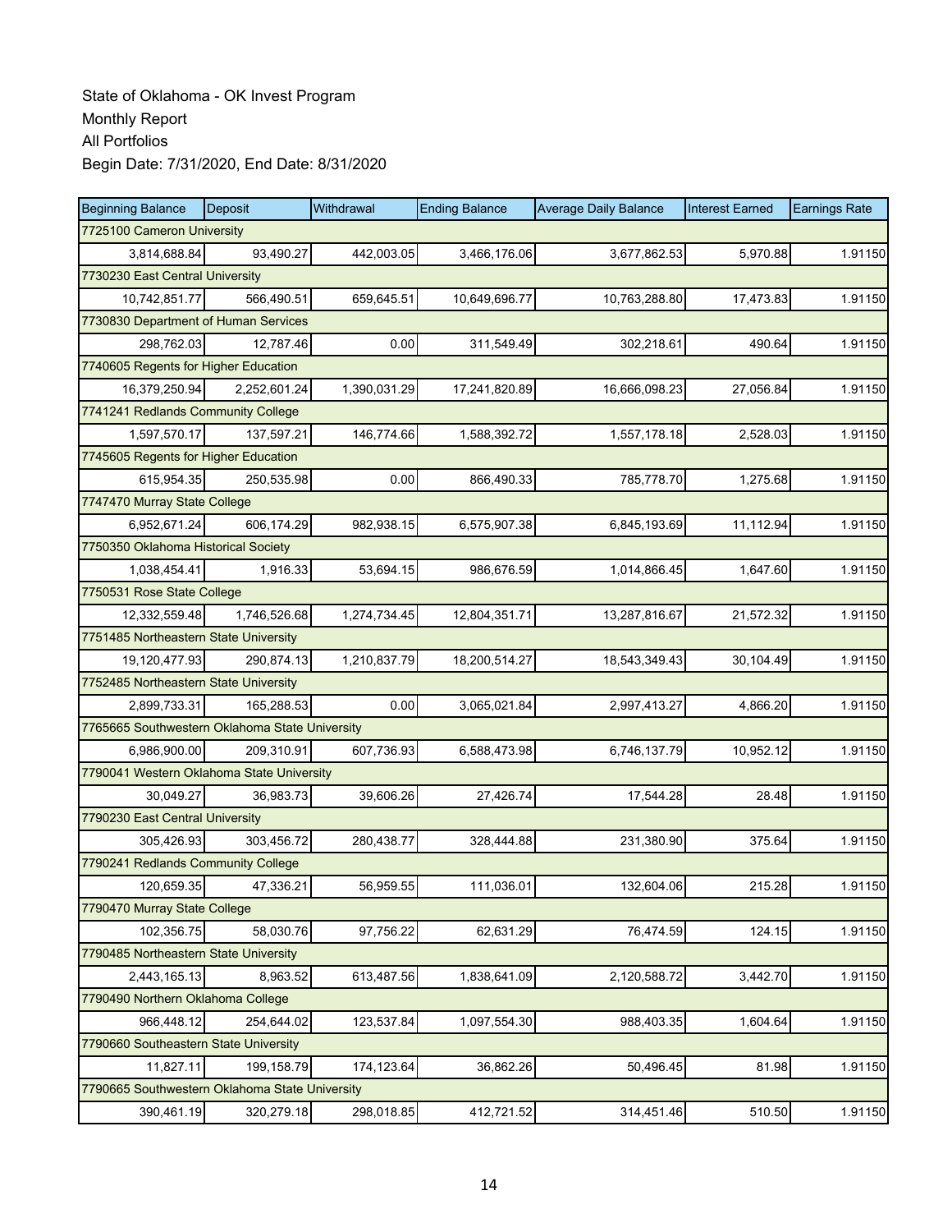State of Oklahoma - OK Invest Program
Monthly Report
All Portfolios
Begin Date: 7/31/2020, End Date: 8/31/2020

| Beginning Balance | Deposit | Withdrawal | Ending Balance | Average Daily Balance | Interest Earned | Earnings Rate |
|---|---|---|---|---|---|---|
| 7725100 Cameron University | | | | | | |
| 3,814,688.84 | 93,490.27 | 442,003.05 | 3,466,176.06 | 3,677,862.53 | 5,970.88 | 1.91150 |
| 7730230 East Central University | | | | | | |
| 10,742,851.77 | 566,490.51 | 659,645.51 | 10,649,696.77 | 10,763,288.80 | 17,473.83 | 1.91150 |
| 7730830 Department of Human Services | | | | | | |
| 298,762.03 | 12,787.46 | 0.00 | 311,549.49 | 302,218.61 | 490.64 | 1.91150 |
| 7740605 Regents for Higher Education | | | | | | |
| 16,379,250.94 | 2,252,601.24 | 1,390,031.29 | 17,241,820.89 | 16,666,098.23 | 27,056.84 | 1.91150 |
| 7741241 Redlands Community College | | | | | | |
| 1,597,570.17 | 137,597.21 | 146,774.66 | 1,588,392.72 | 1,557,178.18 | 2,528.03 | 1.91150 |
| 7745605 Regents for Higher Education | | | | | | |
| 615,954.35 | 250,535.98 | 0.00 | 866,490.33 | 785,778.70 | 1,275.68 | 1.91150 |
| 7747470 Murray State College | | | | | | |
| 6,952,671.24 | 606,174.29 | 982,938.15 | 6,575,907.38 | 6,845,193.69 | 11,112.94 | 1.91150 |
| 7750350 Oklahoma Historical Society | | | | | | |
| 1,038,454.41 | 1,916.33 | 53,694.15 | 986,676.59 | 1,014,866.45 | 1,647.60 | 1.91150 |
| 7750531 Rose State College | | | | | | |
| 12,332,559.48 | 1,746,526.68 | 1,274,734.45 | 12,804,351.71 | 13,287,816.67 | 21,572.32 | 1.91150 |
| 7751485 Northeastern State University | | | | | | |
| 19,120,477.93 | 290,874.13 | 1,210,837.79 | 18,200,514.27 | 18,543,349.43 | 30,104.49 | 1.91150 |
| 7752485 Northeastern State University | | | | | | |
| 2,899,733.31 | 165,288.53 | 0.00 | 3,065,021.84 | 2,997,413.27 | 4,866.20 | 1.91150 |
| 7765665 Southwestern Oklahoma State University | | | | | | |
| 6,986,900.00 | 209,310.91 | 607,736.93 | 6,588,473.98 | 6,746,137.79 | 10,952.12 | 1.91150 |
| 7790041 Western Oklahoma State University | | | | | | |
| 30,049.27 | 36,983.73 | 39,606.26 | 27,426.74 | 17,544.28 | 28.48 | 1.91150 |
| 7790230 East Central University | | | | | | |
| 305,426.93 | 303,456.72 | 280,438.77 | 328,444.88 | 231,380.90 | 375.64 | 1.91150 |
| 7790241 Redlands Community College | | | | | | |
| 120,659.35 | 47,336.21 | 56,959.55 | 111,036.01 | 132,604.06 | 215.28 | 1.91150 |
| 7790470 Murray State College | | | | | | |
| 102,356.75 | 58,030.76 | 97,756.22 | 62,631.29 | 76,474.59 | 124.15 | 1.91150 |
| 7790485 Northeastern State University | | | | | | |
| 2,443,165.13 | 8,963.52 | 613,487.56 | 1,838,641.09 | 2,120,588.72 | 3,442.70 | 1.91150 |
| 7790490 Northern Oklahoma College | | | | | | |
| 966,448.12 | 254,644.02 | 123,537.84 | 1,097,554.30 | 988,403.35 | 1,604.64 | 1.91150 |
| 7790660 Southeastern State University | | | | | | |
| 11,827.11 | 199,158.79 | 174,123.64 | 36,862.26 | 50,496.45 | 81.98 | 1.91150 |
| 7790665 Southwestern Oklahoma State University | | | | | | |
| 390,461.19 | 320,279.18 | 298,018.85 | 412,721.52 | 314,451.46 | 510.50 | 1.91150 |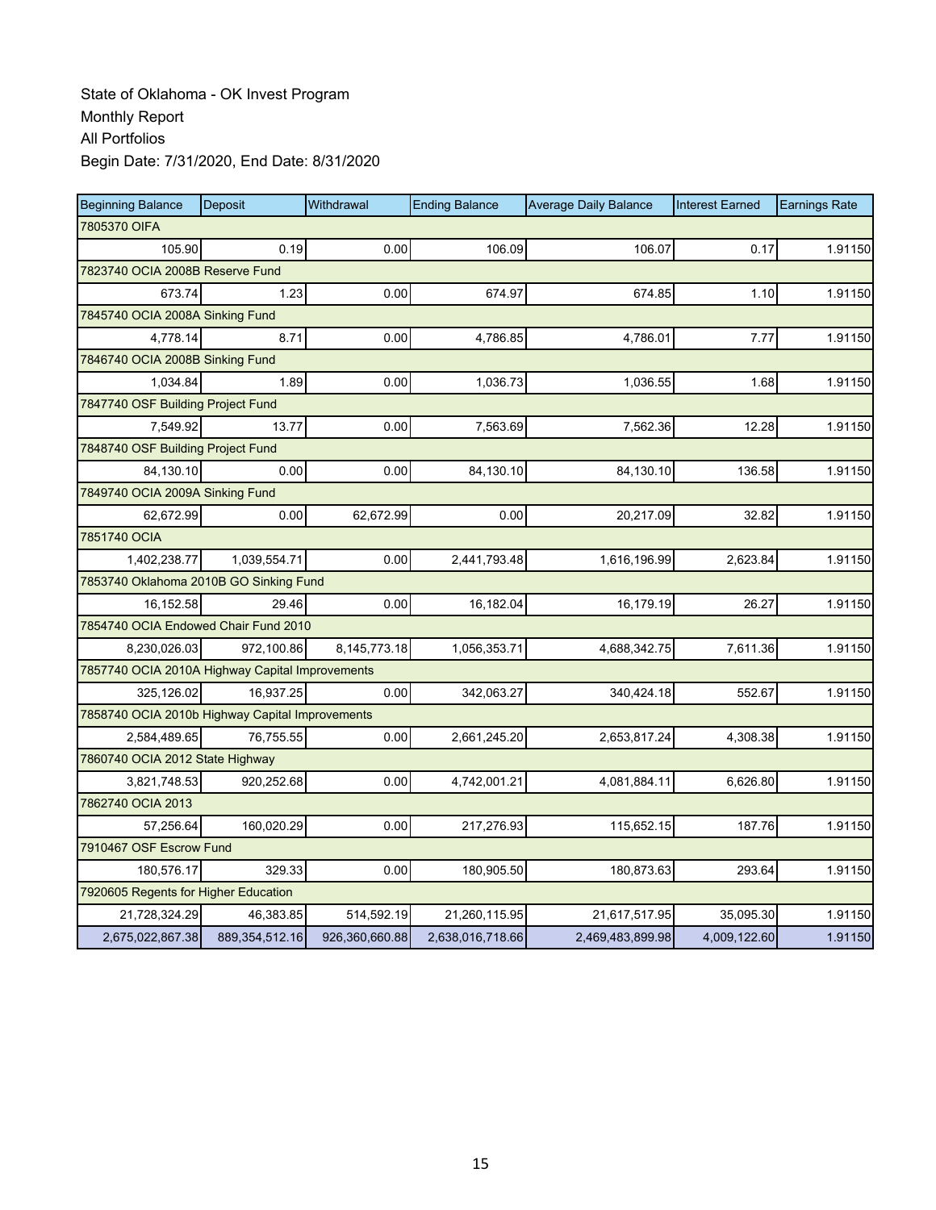State of Oklahoma - OK Invest Program
Monthly Report
All Portfolios
Begin Date: 7/31/2020, End Date: 8/31/2020

| Beginning Balance | Deposit | Withdrawal | Ending Balance | Average Daily Balance | Interest Earned | Earnings Rate |
|---|---|---|---|---|---|---|
| 7805370 OIFA | | | | | | |
| 105.90 | 0.19 | 0.00 | 106.09 | 106.07 | 0.17 | 1.91150 |
| 7823740 OCIA 2008B Reserve Fund | | | | | | |
| 673.74 | 1.23 | 0.00 | 674.97 | 674.85 | 1.10 | 1.91150 |
| 7845740 OCIA 2008A Sinking Fund | | | | | | |
| 4,778.14 | 8.71 | 0.00 | 4,786.85 | 4,786.01 | 7.77 | 1.91150 |
| 7846740 OCIA 2008B Sinking Fund | | | | | | |
| 1,034.84 | 1.89 | 0.00 | 1,036.73 | 1,036.55 | 1.68 | 1.91150 |
| 7847740 OSF Building Project Fund | | | | | | |
| 7,549.92 | 13.77 | 0.00 | 7,563.69 | 7,562.36 | 12.28 | 1.91150 |
| 7848740 OSF Building Project Fund | | | | | | |
| 84,130.10 | 0.00 | 0.00 | 84,130.10 | 84,130.10 | 136.58 | 1.91150 |
| 7849740 OCIA 2009A Sinking Fund | | | | | | |
| 62,672.99 | 0.00 | 62,672.99 | 0.00 | 20,217.09 | 32.82 | 1.91150 |
| 7851740 OCIA | | | | | | |
| 1,402,238.77 | 1,039,554.71 | 0.00 | 2,441,793.48 | 1,616,196.99 | 2,623.84 | 1.91150 |
| 7853740 Oklahoma 2010B GO Sinking Fund | | | | | | |
| 16,152.58 | 29.46 | 0.00 | 16,182.04 | 16,179.19 | 26.27 | 1.91150 |
| 7854740 OCIA Endowed Chair Fund 2010 | | | | | | |
| 8,230,026.03 | 972,100.86 | 8,145,773.18 | 1,056,353.71 | 4,688,342.75 | 7,611.36 | 1.91150 |
| 7857740 OCIA 2010A Highway Capital Improvements | | | | | | |
| 325,126.02 | 16,937.25 | 0.00 | 342,063.27 | 340,424.18 | 552.67 | 1.91150 |
| 7858740 OCIA 2010b Highway Capital Improvements | | | | | | |
| 2,584,489.65 | 76,755.55 | 0.00 | 2,661,245.20 | 2,653,817.24 | 4,308.38 | 1.91150 |
| 7860740 OCIA 2012 State Highway | | | | | | |
| 3,821,748.53 | 920,252.68 | 0.00 | 4,742,001.21 | 4,081,884.11 | 6,626.80 | 1.91150 |
| 7862740 OCIA 2013 | | | | | | |
| 57,256.64 | 160,020.29 | 0.00 | 217,276.93 | 115,652.15 | 187.76 | 1.91150 |
| 7910467 OSF Escrow Fund | | | | | | |
| 180,576.17 | 329.33 | 0.00 | 180,905.50 | 180,873.63 | 293.64 | 1.91150 |
| 7920605 Regents for Higher Education | | | | | | |
| 21,728,324.29 | 46,383.85 | 514,592.19 | 21,260,115.95 | 21,617,517.95 | 35,095.30 | 1.91150 |
| 2,675,022,867.38 | 889,354,512.16 | 926,360,660.88 | 2,638,016,718.66 | 2,469,483,899.98 | 4,009,122.60 | 1.91150 |